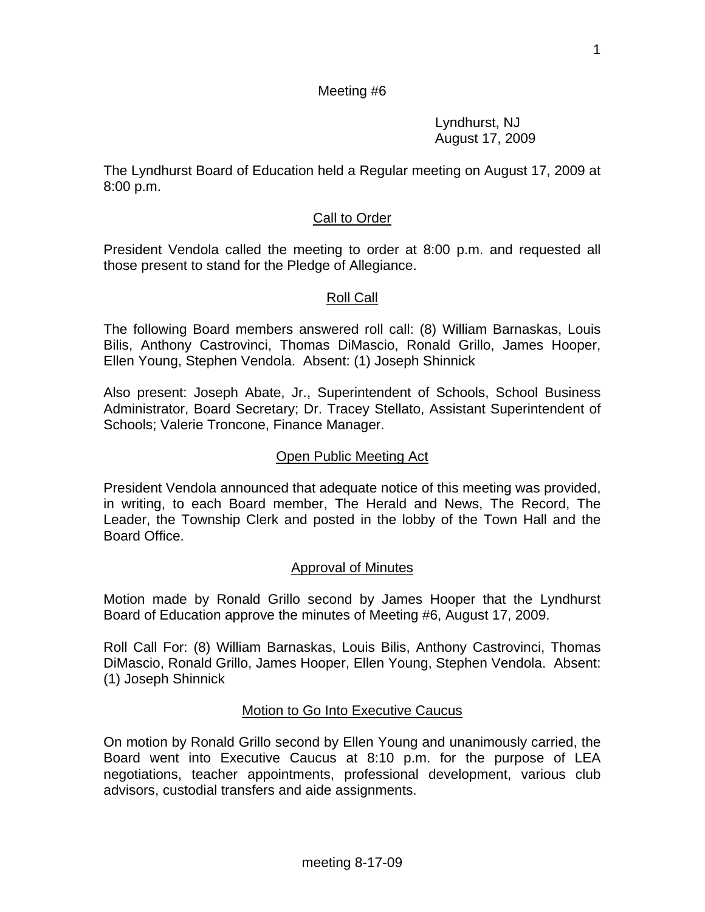Meeting #6

Lyndhurst, NJ
August 17, 2009

The Lyndhurst Board of Education held a Regular meeting on August 17, 2009 at 8:00 p.m.

## Call to Order

President Vendola called the meeting to order at 8:00 p.m. and requested all those present to stand for the Pledge of Allegiance.

## Roll Call

The following Board members answered roll call: (8) William Barnaskas, Louis Bilis, Anthony Castrovinci, Thomas DiMascio, Ronald Grillo, James Hooper, Ellen Young, Stephen Vendola. Absent: (1) Joseph Shinnick

Also present: Joseph Abate, Jr., Superintendent of Schools, School Business Administrator, Board Secretary; Dr. Tracey Stellato, Assistant Superintendent of Schools; Valerie Troncone, Finance Manager.

## Open Public Meeting Act

President Vendola announced that adequate notice of this meeting was provided, in writing, to each Board member, The Herald and News, The Record, The Leader, the Township Clerk and posted in the lobby of the Town Hall and the Board Office.

## Approval of Minutes

Motion made by Ronald Grillo second by James Hooper that the Lyndhurst Board of Education approve the minutes of Meeting #6, August 17, 2009.

Roll Call For: (8) William Barnaskas, Louis Bilis, Anthony Castrovinci, Thomas DiMascio, Ronald Grillo, James Hooper, Ellen Young, Stephen Vendola. Absent: (1) Joseph Shinnick

## Motion to Go Into Executive Caucus

On motion by Ronald Grillo second by Ellen Young and unanimously carried, the Board went into Executive Caucus at 8:10 p.m. for the purpose of LEA negotiations, teacher appointments, professional development, various club advisors, custodial transfers and aide assignments.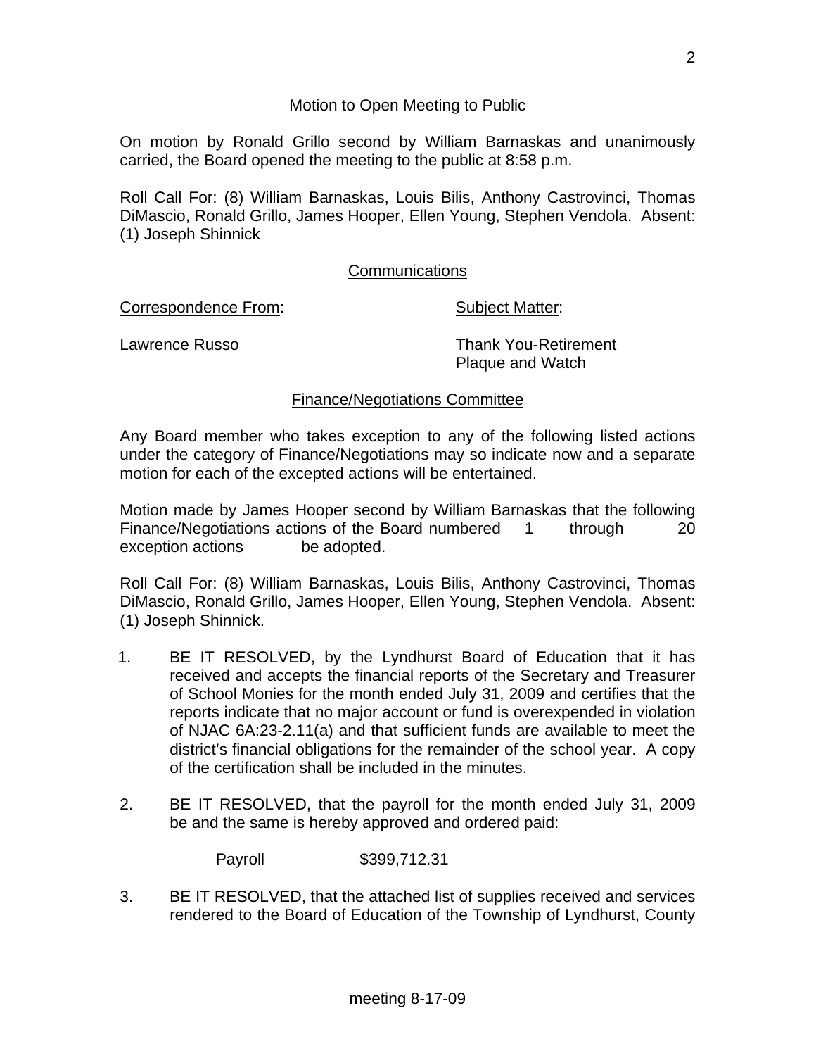## Motion to Open Meeting to Public

On motion by Ronald Grillo second by William Barnaskas and unanimously carried, the Board opened the meeting to the public at 8:58 p.m.

Roll Call For: (8) William Barnaskas, Louis Bilis, Anthony Castrovinci, Thomas DiMascio, Ronald Grillo, James Hooper, Ellen Young, Stephen Vendola. Absent: (1) Joseph Shinnick

## Communications

| Correspondence From: | Subject Matter: |
|---|---|
| Lawrence Russo | Thank You-Retirement Plaque and Watch |

## Finance/Negotiations Committee

Any Board member who takes exception to any of the following listed actions under the category of Finance/Negotiations may so indicate now and a separate motion for each of the excepted actions will be entertained.

Motion made by James Hooper second by William Barnaskas that the following Finance/Negotiations actions of the Board numbered 1 through 20 exception actions be adopted.

Roll Call For: (8) William Barnaskas, Louis Bilis, Anthony Castrovinci, Thomas DiMascio, Ronald Grillo, James Hooper, Ellen Young, Stephen Vendola. Absent: (1) Joseph Shinnick.

1. BE IT RESOLVED, by the Lyndhurst Board of Education that it has received and accepts the financial reports of the Secretary and Treasurer of School Monies for the month ended July 31, 2009 and certifies that the reports indicate that no major account or fund is overexpended in violation of NJAC 6A:23-2.11(a) and that sufficient funds are available to meet the district's financial obligations for the remainder of the school year. A copy of the certification shall be included in the minutes.

2. BE IT RESOLVED, that the payroll for the month ended July 31, 2009 be and the same is hereby approved and ordered paid:

   Payroll $399,712.31

3. BE IT RESOLVED, that the attached list of supplies received and services rendered to the Board of Education of the Township of Lyndhurst, County

meeting 8-17-09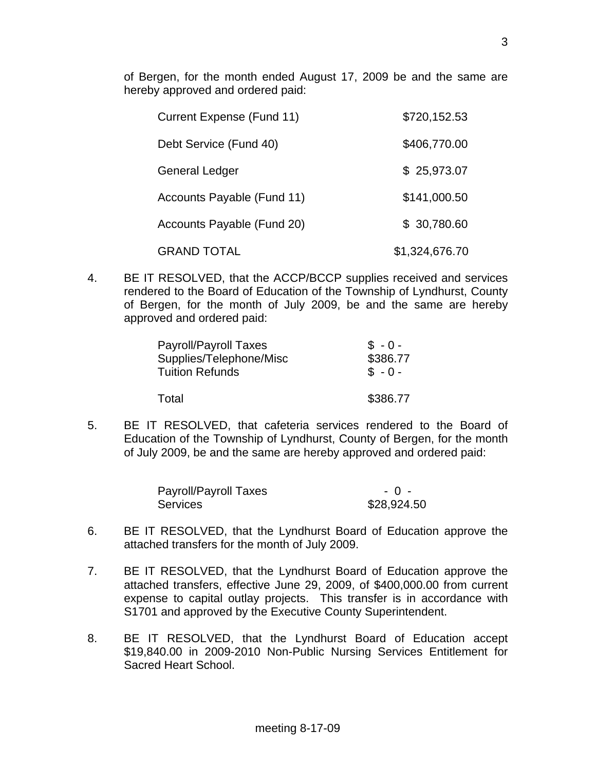of Bergen, for the month ended August 17, 2009 be and the same are hereby approved and ordered paid:

| | |
|---|---|
| Current Expense (Fund 11) | $720,152.53 |
| Debt Service (Fund 40) | $406,770.00 |
| General Ledger | $ 25,973.07 |
| Accounts Payable (Fund 11) | $141,000.50 |
| Accounts Payable (Fund 20) | $ 30,780.60 |
| GRAND TOTAL | $1,324,676.70 |

4. BE IT RESOLVED, that the ACCP/BCCP supplies received and services rendered to the Board of Education of the Township of Lyndhurst, County of Bergen, for the month of July 2009, be and the same are hereby approved and ordered paid:

| | |
|---|---|
| Payroll/Payroll Taxes | $ - 0 - |
| Supplies/Telephone/Misc | $386.77 |
| Tuition Refunds | $ - 0 - |
| Total | $386.77 |

5. BE IT RESOLVED, that cafeteria services rendered to the Board of Education of the Township of Lyndhurst, County of Bergen, for the month of July 2009, be and the same are hereby approved and ordered paid:

| | |
|---|---|
| Payroll/Payroll Taxes | - 0 - |
| Services | $28,924.50 |

6. BE IT RESOLVED, that the Lyndhurst Board of Education approve the attached transfers for the month of July 2009.

7. BE IT RESOLVED, that the Lyndhurst Board of Education approve the attached transfers, effective June 29, 2009, of $400,000.00 from current expense to capital outlay projects. This transfer is in accordance with S1701 and approved by the Executive County Superintendent.

8. BE IT RESOLVED, that the Lyndhurst Board of Education accept $19,840.00 in 2009-2010 Non-Public Nursing Services Entitlement for Sacred Heart School.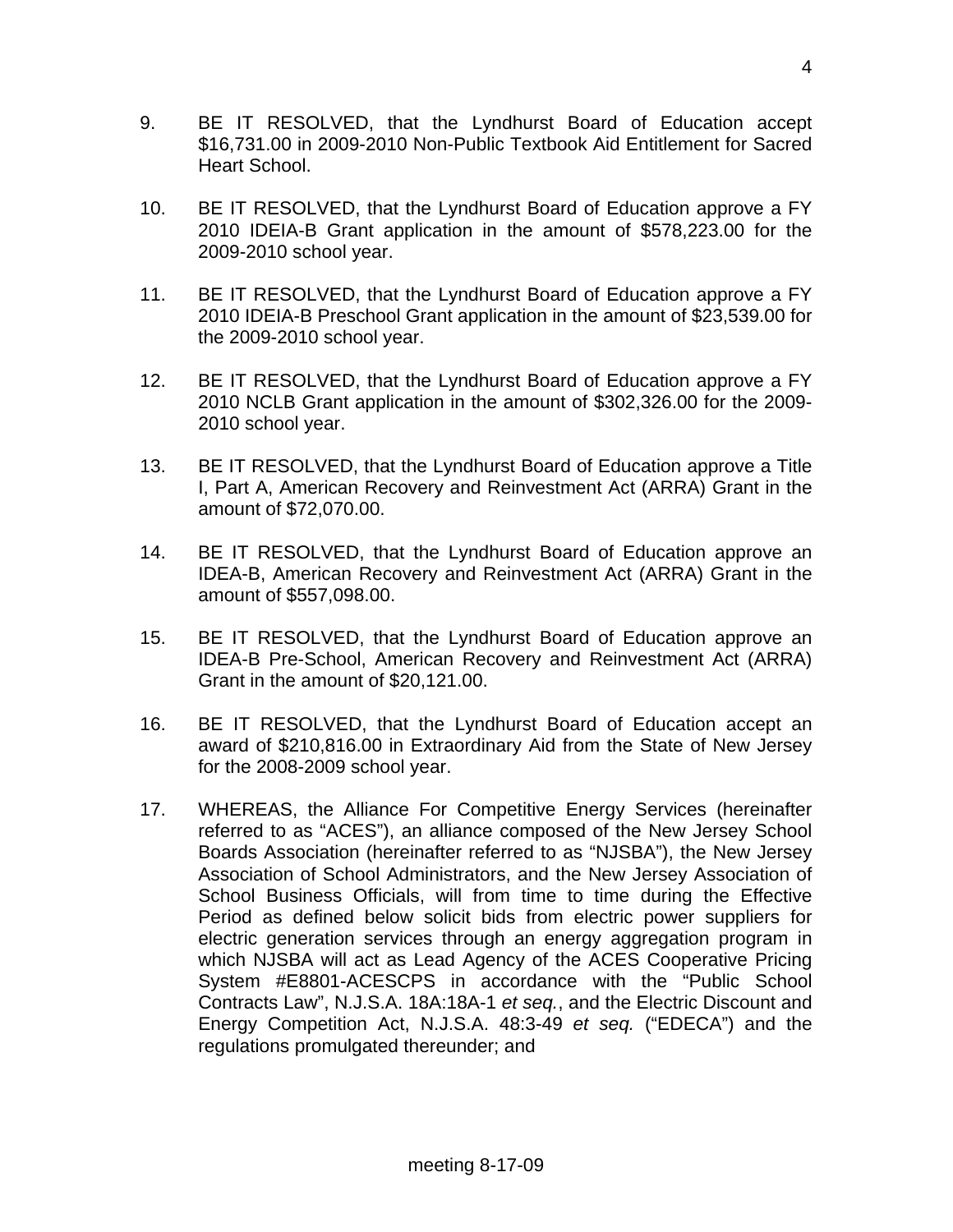9. BE IT RESOLVED, that the Lyndhurst Board of Education accept $16,731.00 in 2009-2010 Non-Public Textbook Aid Entitlement for Sacred Heart School.

10. BE IT RESOLVED, that the Lyndhurst Board of Education approve a FY 2010 IDEIA-B Grant application in the amount of $578,223.00 for the 2009-2010 school year.

11. BE IT RESOLVED, that the Lyndhurst Board of Education approve a FY 2010 IDEIA-B Preschool Grant application in the amount of $23,539.00 for the 2009-2010 school year.

12. BE IT RESOLVED, that the Lyndhurst Board of Education approve a FY 2010 NCLB Grant application in the amount of $302,326.00 for the 2009-2010 school year.

13. BE IT RESOLVED, that the Lyndhurst Board of Education approve a Title I, Part A, American Recovery and Reinvestment Act (ARRA) Grant in the amount of $72,070.00.

14. BE IT RESOLVED, that the Lyndhurst Board of Education approve an IDEA-B, American Recovery and Reinvestment Act (ARRA) Grant in the amount of $557,098.00.

15. BE IT RESOLVED, that the Lyndhurst Board of Education approve an IDEA-B Pre-School, American Recovery and Reinvestment Act (ARRA) Grant in the amount of $20,121.00.

16. BE IT RESOLVED, that the Lyndhurst Board of Education accept an award of $210,816.00 in Extraordinary Aid from the State of New Jersey for the 2008-2009 school year.

17. WHEREAS, the Alliance For Competitive Energy Services (hereinafter referred to as "ACES"), an alliance composed of the New Jersey School Boards Association (hereinafter referred to as "NJSBA"), the New Jersey Association of School Administrators, and the New Jersey Association of School Business Officials, will from time to time during the Effective Period as defined below solicit bids from electric power suppliers for electric generation services through an energy aggregation program in which NJSBA will act as Lead Agency of the ACES Cooperative Pricing System #E8801-ACESCPS in accordance with the "Public School Contracts Law", N.J.S.A. 18A:18A-1 *et seq.*, and the Electric Discount and Energy Competition Act, N.J.S.A. 48:3-49 *et seq.* ("EDECA") and the regulations promulgated thereunder; and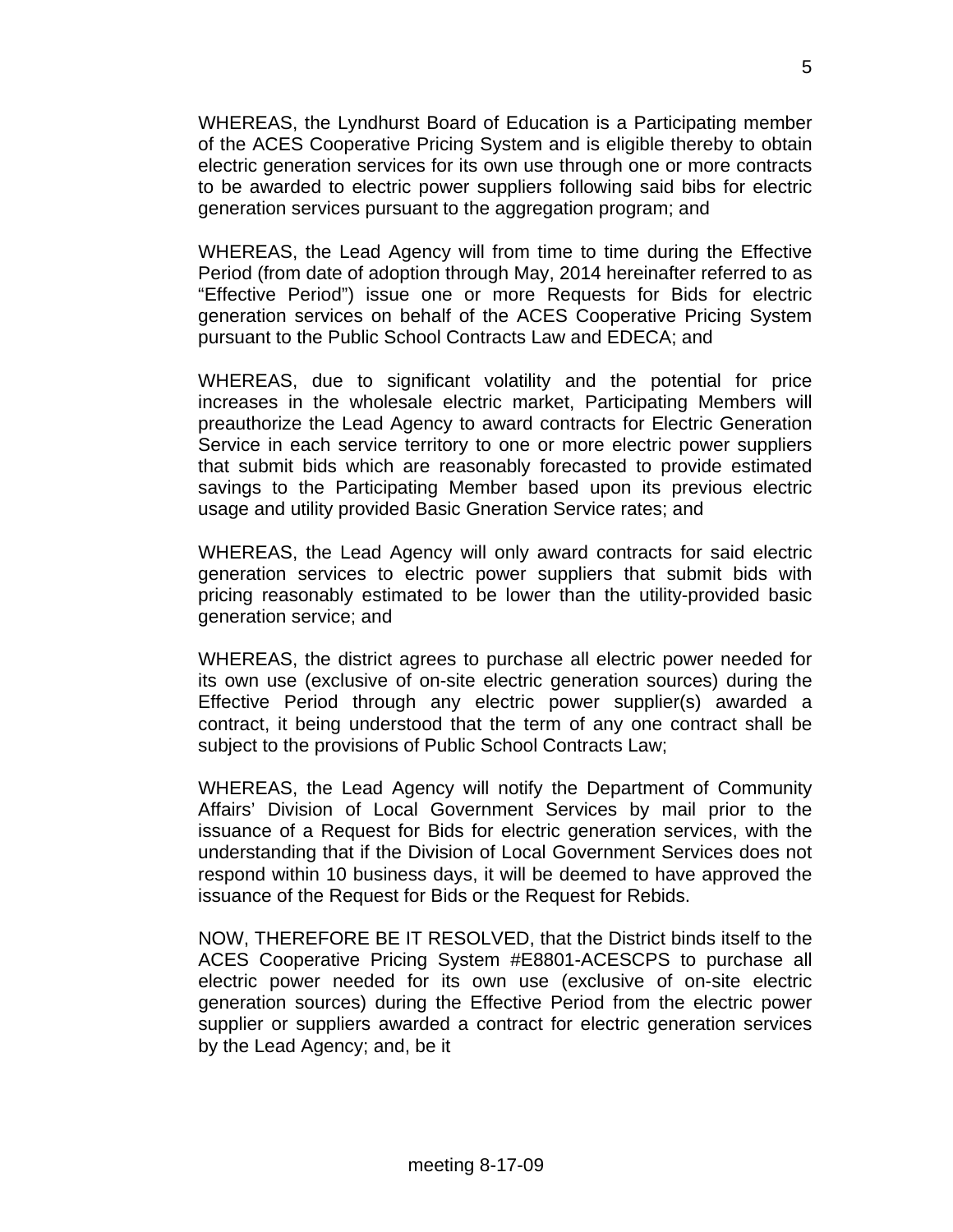WHEREAS, the Lyndhurst Board of Education is a Participating member of the ACES Cooperative Pricing System and is eligible thereby to obtain electric generation services for its own use through one or more contracts to be awarded to electric power suppliers following said bibs for electric generation services pursuant to the aggregation program; and

WHEREAS, the Lead Agency will from time to time during the Effective Period (from date of adoption through May, 2014 hereinafter referred to as "Effective Period") issue one or more Requests for Bids for electric generation services on behalf of the ACES Cooperative Pricing System pursuant to the Public School Contracts Law and EDECA; and

WHEREAS, due to significant volatility and the potential for price increases in the wholesale electric market, Participating Members will preauthorize the Lead Agency to award contracts for Electric Generation Service in each service territory to one or more electric power suppliers that submit bids which are reasonably forecasted to provide estimated savings to the Participating Member based upon its previous electric usage and utility provided Basic Gneration Service rates; and

WHEREAS, the Lead Agency will only award contracts for said electric generation services to electric power suppliers that submit bids with pricing reasonably estimated to be lower than the utility-provided basic generation service; and

WHEREAS, the district agrees to purchase all electric power needed for its own use (exclusive of on-site electric generation sources) during the Effective Period through any electric power supplier(s) awarded a contract, it being understood that the term of any one contract shall be subject to the provisions of Public School Contracts Law;

WHEREAS, the Lead Agency will notify the Department of Community Affairs' Division of Local Government Services by mail prior to the issuance of a Request for Bids for electric generation services, with the understanding that if the Division of Local Government Services does not respond within 10 business days, it will be deemed to have approved the issuance of the Request for Bids or the Request for Rebids.

NOW, THEREFORE BE IT RESOLVED, that the District binds itself to the ACES Cooperative Pricing System #E8801-ACESCPS to purchase all electric power needed for its own use (exclusive of on-site electric generation sources) during the Effective Period from the electric power supplier or suppliers awarded a contract for electric generation services by the Lead Agency; and, be it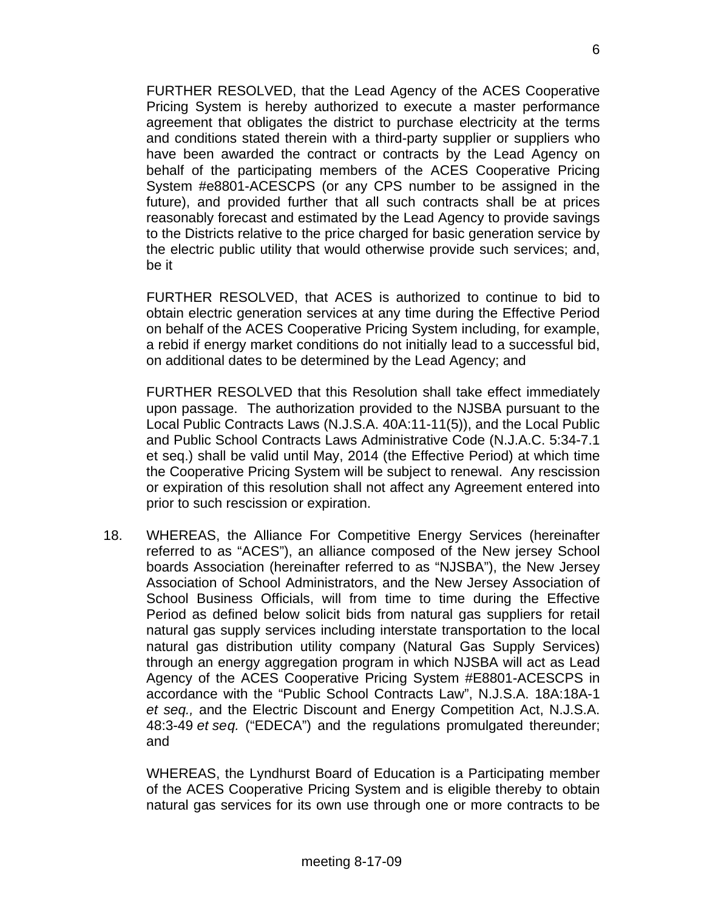FURTHER RESOLVED, that the Lead Agency of the ACES Cooperative Pricing System is hereby authorized to execute a master performance agreement that obligates the district to purchase electricity at the terms and conditions stated therein with a third-party supplier or suppliers who have been awarded the contract or contracts by the Lead Agency on behalf of the participating members of the ACES Cooperative Pricing System #e8801-ACESCPS (or any CPS number to be assigned in the future), and provided further that all such contracts shall be at prices reasonably forecast and estimated by the Lead Agency to provide savings to the Districts relative to the price charged for basic generation service by the electric public utility that would otherwise provide such services; and, be it

FURTHER RESOLVED, that ACES is authorized to continue to bid to obtain electric generation services at any time during the Effective Period on behalf of the ACES Cooperative Pricing System including, for example, a rebid if energy market conditions do not initially lead to a successful bid, on additional dates to be determined by the Lead Agency; and

FURTHER RESOLVED that this Resolution shall take effect immediately upon passage. The authorization provided to the NJSBA pursuant to the Local Public Contracts Laws (N.J.S.A. 40A:11-11(5)), and the Local Public and Public School Contracts Laws Administrative Code (N.J.A.C. 5:34-7.1 et seq.) shall be valid until May, 2014 (the Effective Period) at which time the Cooperative Pricing System will be subject to renewal. Any rescission or expiration of this resolution shall not affect any Agreement entered into prior to such rescission or expiration.

18. WHEREAS, the Alliance For Competitive Energy Services (hereinafter referred to as "ACES"), an alliance composed of the New jersey School boards Association (hereinafter referred to as "NJSBA"), the New Jersey Association of School Administrators, and the New Jersey Association of School Business Officials, will from time to time during the Effective Period as defined below solicit bids from natural gas suppliers for retail natural gas supply services including interstate transportation to the local natural gas distribution utility company (Natural Gas Supply Services) through an energy aggregation program in which NJSBA will act as Lead Agency of the ACES Cooperative Pricing System #E8801-ACESCPS in accordance with the "Public School Contracts Law", N.J.S.A. 18A:18A-1 *et seq.,* and the Electric Discount and Energy Competition Act, N.J.S.A. 48:3-49 *et seq.* ("EDECA") and the regulations promulgated thereunder; and

    WHEREAS, the Lyndhurst Board of Education is a Participating member of the ACES Cooperative Pricing System and is eligible thereby to obtain natural gas services for its own use through one or more contracts to be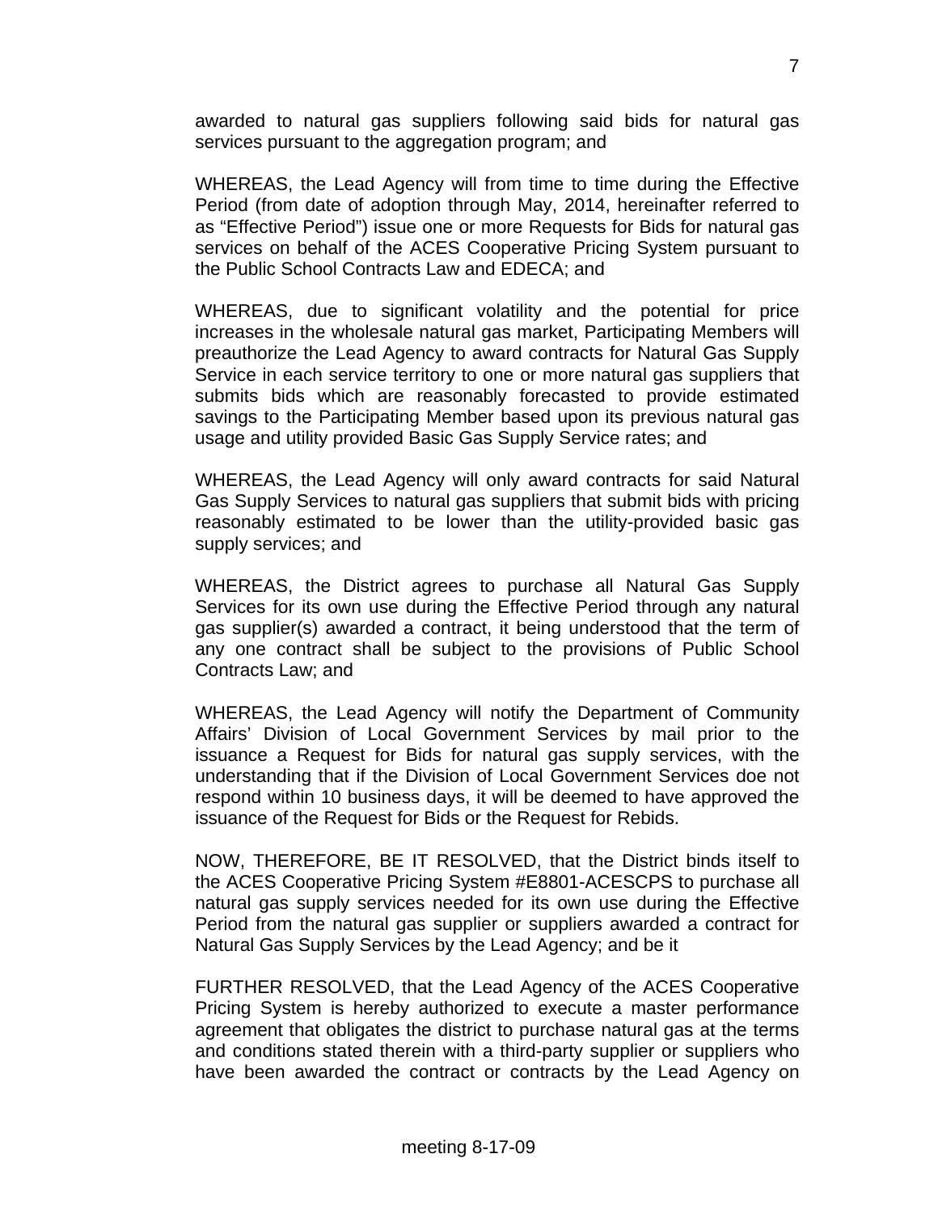awarded to natural gas suppliers following said bids for natural gas services pursuant to the aggregation program; and

WHEREAS, the Lead Agency will from time to time during the Effective Period (from date of adoption through May, 2014, hereinafter referred to as "Effective Period") issue one or more Requests for Bids for natural gas services on behalf of the ACES Cooperative Pricing System pursuant to the Public School Contracts Law and EDECA; and

WHEREAS, due to significant volatility and the potential for price increases in the wholesale natural gas market, Participating Members will preauthorize the Lead Agency to award contracts for Natural Gas Supply Service in each service territory to one or more natural gas suppliers that submits bids which are reasonably forecasted to provide estimated savings to the Participating Member based upon its previous natural gas usage and utility provided Basic Gas Supply Service rates; and

WHEREAS, the Lead Agency will only award contracts for said Natural Gas Supply Services to natural gas suppliers that submit bids with pricing reasonably estimated to be lower than the utility-provided basic gas supply services; and

WHEREAS, the District agrees to purchase all Natural Gas Supply Services for its own use during the Effective Period through any natural gas supplier(s) awarded a contract, it being understood that the term of any one contract shall be subject to the provisions of Public School Contracts Law; and

WHEREAS, the Lead Agency will notify the Department of Community Affairs' Division of Local Government Services by mail prior to the issuance a Request for Bids for natural gas supply services, with the understanding that if the Division of Local Government Services doe not respond within 10 business days, it will be deemed to have approved the issuance of the Request for Bids or the Request for Rebids.

NOW, THEREFORE, BE IT RESOLVED, that the District binds itself to the ACES Cooperative Pricing System #E8801-ACESCPS to purchase all natural gas supply services needed for its own use during the Effective Period from the natural gas supplier or suppliers awarded a contract for Natural Gas Supply Services by the Lead Agency; and be it

FURTHER RESOLVED, that the Lead Agency of the ACES Cooperative Pricing System is hereby authorized to execute a master performance agreement that obligates the district to purchase natural gas at the terms and conditions stated therein with a third-party supplier or suppliers who have been awarded the contract or contracts by the Lead Agency on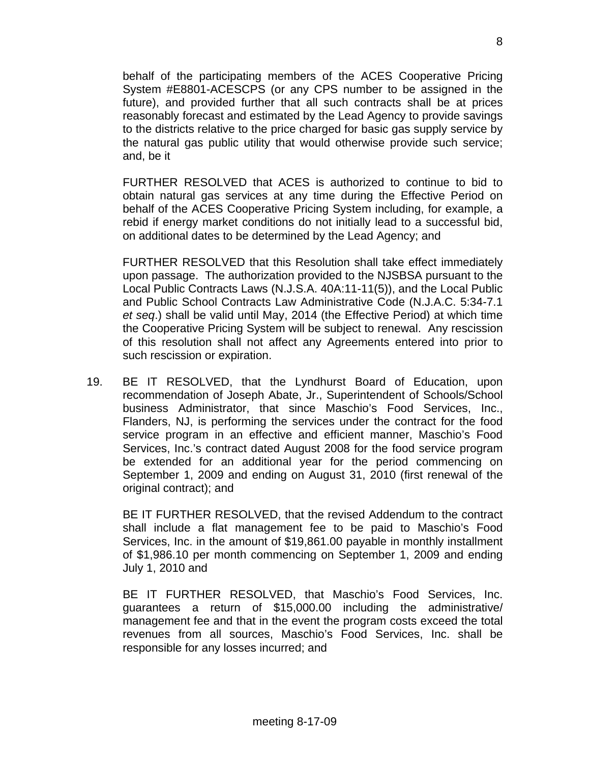behalf of the participating members of the ACES Cooperative Pricing System #E8801-ACESCPS (or any CPS number to be assigned in the future), and provided further that all such contracts shall be at prices reasonably forecast and estimated by the Lead Agency to provide savings to the districts relative to the price charged for basic gas supply service by the natural gas public utility that would otherwise provide such service; and, be it

FURTHER RESOLVED that ACES is authorized to continue to bid to obtain natural gas services at any time during the Effective Period on behalf of the ACES Cooperative Pricing System including, for example, a rebid if energy market conditions do not initially lead to a successful bid, on additional dates to be determined by the Lead Agency; and

FURTHER RESOLVED that this Resolution shall take effect immediately upon passage. The authorization provided to the NJSBSA pursuant to the Local Public Contracts Laws (N.J.S.A. 40A:11-11(5)), and the Local Public and Public School Contracts Law Administrative Code (N.J.A.C. 5:34-7.1 *et seq.*) shall be valid until May, 2014 (the Effective Period) at which time the Cooperative Pricing System will be subject to renewal. Any rescission of this resolution shall not affect any Agreements entered into prior to such rescission or expiration.

19. BE IT RESOLVED, that the Lyndhurst Board of Education, upon recommendation of Joseph Abate, Jr., Superintendent of Schools/School business Administrator, that since Maschio's Food Services, Inc., Flanders, NJ, is performing the services under the contract for the food service program in an effective and efficient manner, Maschio's Food Services, Inc.'s contract dated August 2008 for the food service program be extended for an additional year for the period commencing on September 1, 2009 and ending on August 31, 2010 (first renewal of the original contract); and

    BE IT FURTHER RESOLVED, that the revised Addendum to the contract shall include a flat management fee to be paid to Maschio's Food Services, Inc. in the amount of $19,861.00 payable in monthly installment of $1,986.10 per month commencing on September 1, 2009 and ending July 1, 2010 and

    BE IT FURTHER RESOLVED, that Maschio's Food Services, Inc. guarantees a return of $15,000.00 including the administrative/ management fee and that in the event the program costs exceed the total revenues from all sources, Maschio's Food Services, Inc. shall be responsible for any losses incurred; and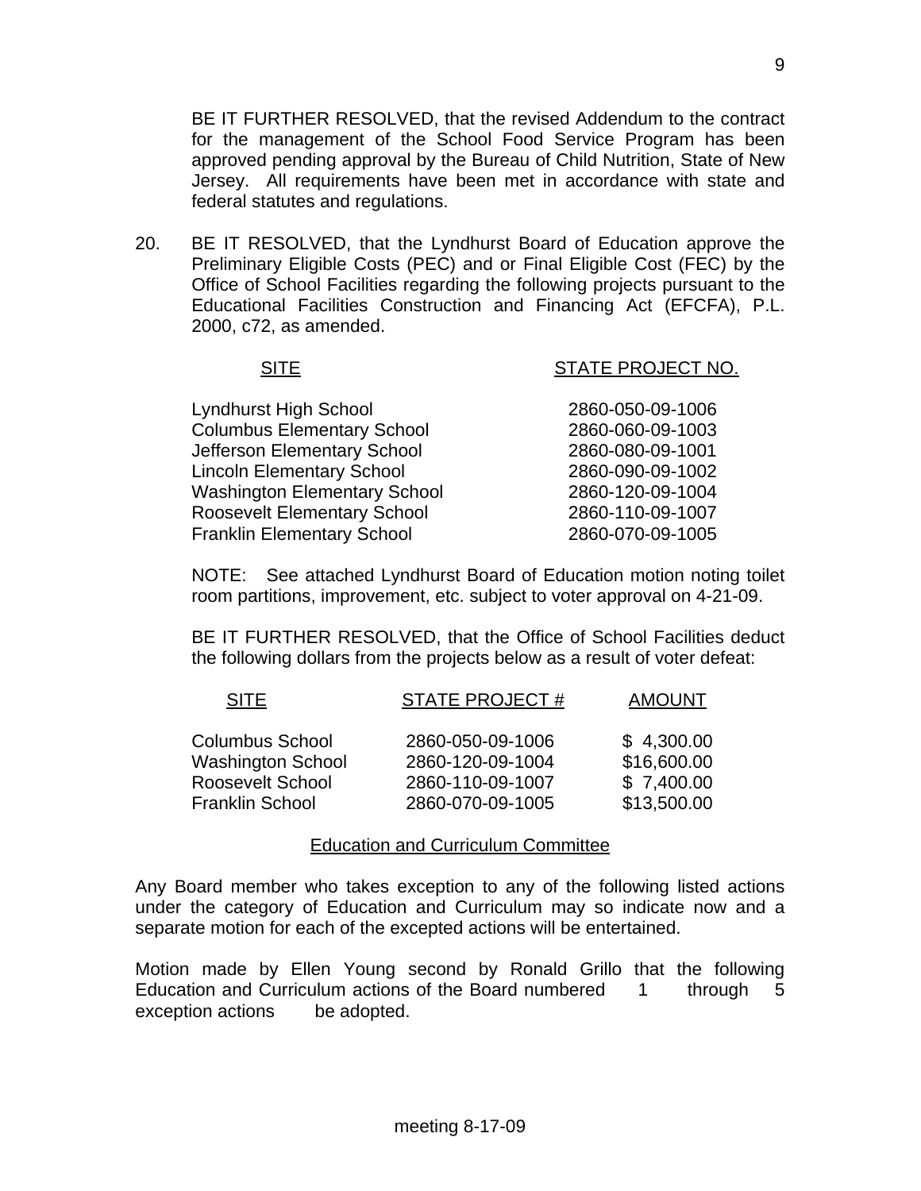BE IT FURTHER RESOLVED, that the revised Addendum to the contract for the management of the School Food Service Program has been approved pending approval by the Bureau of Child Nutrition, State of New Jersey. All requirements have been met in accordance with state and federal statutes and regulations.

20. BE IT RESOLVED, that the Lyndhurst Board of Education approve the Preliminary Eligible Costs (PEC) and or Final Eligible Cost (FEC) by the Office of School Facilities regarding the following projects pursuant to the Educational Facilities Construction and Financing Act (EFCFA), P.L. 2000, c72, as amended.

| SITE | STATE PROJECT NO. |
|---|---|
| Lyndhurst High School | 2860-050-09-1006 |
| Columbus Elementary School | 2860-060-09-1003 |
| Jefferson Elementary School | 2860-080-09-1001 |
| Lincoln Elementary School | 2860-090-09-1002 |
| Washington Elementary School | 2860-120-09-1004 |
| Roosevelt Elementary School | 2860-110-09-1007 |
| Franklin Elementary School | 2860-070-09-1005 |

NOTE: See attached Lyndhurst Board of Education motion noting toilet room partitions, improvement, etc. subject to voter approval on 4-21-09.

BE IT FURTHER RESOLVED, that the Office of School Facilities deduct the following dollars from the projects below as a result of voter defeat:

| SITE | STATE PROJECT # | AMOUNT |
|---|---|---|
| Columbus School | 2860-050-09-1006 | $ 4,300.00 |
| Washington School | 2860-120-09-1004 | $16,600.00 |
| Roosevelt School | 2860-110-09-1007 | $ 7,400.00 |
| Franklin School | 2860-070-09-1005 | $13,500.00 |

## Education and Curriculum Committee

Any Board member who takes exception to any of the following listed actions under the category of Education and Curriculum may so indicate now and a separate motion for each of the excepted actions will be entertained.

Motion made by Ellen Young second by Ronald Grillo that the following Education and Curriculum actions of the Board numbered 1 through 5 exception actions be adopted.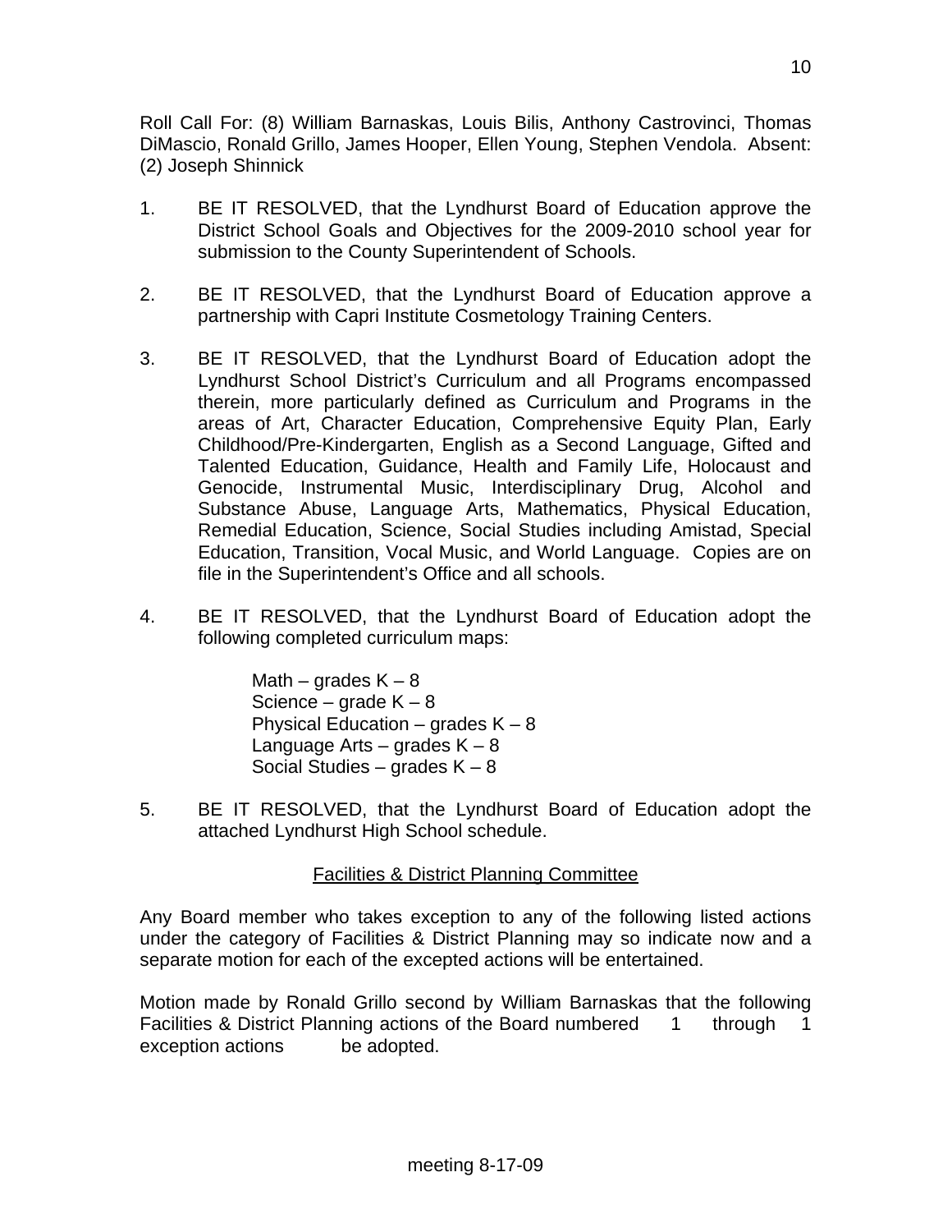Roll Call For: (8) William Barnaskas, Louis Bilis, Anthony Castrovinci, Thomas DiMascio, Ronald Grillo, James Hooper, Ellen Young, Stephen Vendola. Absent: (2) Joseph Shinnick

1. BE IT RESOLVED, that the Lyndhurst Board of Education approve the District School Goals and Objectives for the 2009-2010 school year for submission to the County Superintendent of Schools.

2. BE IT RESOLVED, that the Lyndhurst Board of Education approve a partnership with Capri Institute Cosmetology Training Centers.

3. BE IT RESOLVED, that the Lyndhurst Board of Education adopt the Lyndhurst School District's Curriculum and all Programs encompassed therein, more particularly defined as Curriculum and Programs in the areas of Art, Character Education, Comprehensive Equity Plan, Early Childhood/Pre-Kindergarten, English as a Second Language, Gifted and Talented Education, Guidance, Health and Family Life, Holocaust and Genocide, Instrumental Music, Interdisciplinary Drug, Alcohol and Substance Abuse, Language Arts, Mathematics, Physical Education, Remedial Education, Science, Social Studies including Amistad, Special Education, Transition, Vocal Music, and World Language. Copies are on file in the Superintendent's Office and all schools.

4. BE IT RESOLVED, that the Lyndhurst Board of Education adopt the following completed curriculum maps:

   Math – grades K – 8
   Science – grade K – 8
   Physical Education – grades K – 8
   Language Arts – grades K – 8
   Social Studies – grades K – 8

5. BE IT RESOLVED, that the Lyndhurst Board of Education adopt the attached Lyndhurst High School schedule.

## Facilities & District Planning Committee

Any Board member who takes exception to any of the following listed actions under the category of Facilities & District Planning may so indicate now and a separate motion for each of the excepted actions will be entertained.

Motion made by Ronald Grillo second by William Barnaskas that the following Facilities & District Planning actions of the Board numbered 1 through 1 exception actions be adopted.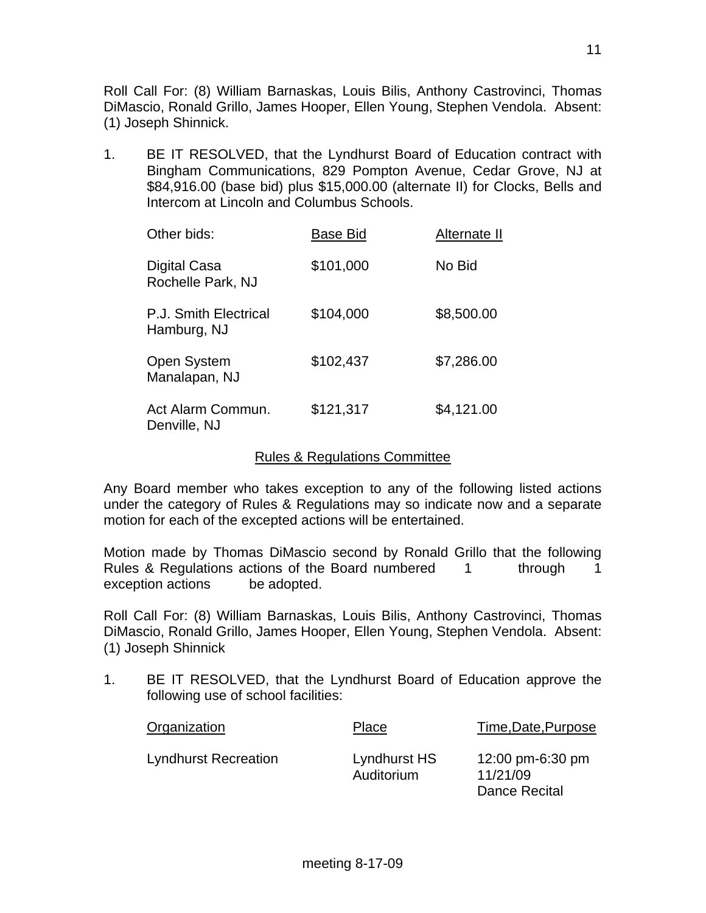Roll Call For: (8) William Barnaskas, Louis Bilis, Anthony Castrovinci, Thomas DiMascio, Ronald Grillo, James Hooper, Ellen Young, Stephen Vendola. Absent: (1) Joseph Shinnick.

1. BE IT RESOLVED, that the Lyndhurst Board of Education contract with Bingham Communications, 829 Pompton Avenue, Cedar Grove, NJ at $84,916.00 (base bid) plus $15,000.00 (alternate II) for Clocks, Bells and Intercom at Lincoln and Columbus Schools.

| Other bids: | Base Bid | Alternate II |
|---|---|---|
| Digital Casa<br>Rochelle Park, NJ | $101,000 | No Bid |
| P.J. Smith Electrical<br>Hamburg, NJ | $104,000 | $8,500.00 |
| Open System<br>Manalapan, NJ | $102,437 | $7,286.00 |
| Act Alarm Commun.<br>Denville, NJ | $121,317 | $4,121.00 |

## Rules & Regulations Committee

Any Board member who takes exception to any of the following listed actions under the category of Rules & Regulations may so indicate now and a separate motion for each of the excepted actions will be entertained.

Motion made by Thomas DiMascio second by Ronald Grillo that the following Rules & Regulations actions of the Board numbered 1 through 1 exception actions be adopted.

Roll Call For: (8) William Barnaskas, Louis Bilis, Anthony Castrovinci, Thomas DiMascio, Ronald Grillo, James Hooper, Ellen Young, Stephen Vendola. Absent: (1) Joseph Shinnick

1. BE IT RESOLVED, that the Lyndhurst Board of Education approve the following use of school facilities:

| Organization | Place | Time,Date,Purpose |
|---|---|---|
| Lyndhurst Recreation | Lyndhurst HS<br>Auditorium | 12:00 pm-6:30 pm<br>11/21/09<br>Dance Recital |

meeting 8-17-09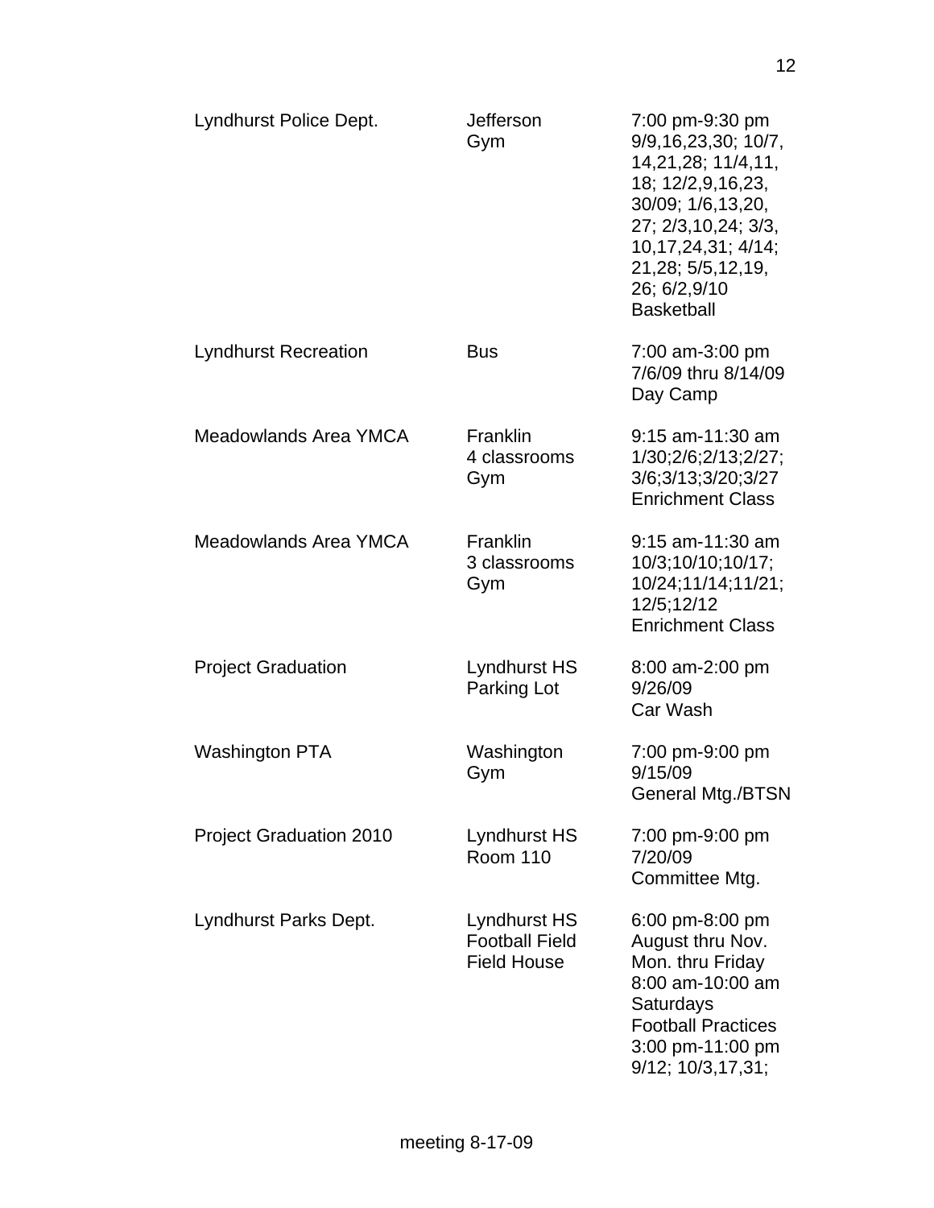| | | |
|---|---|---|
| Lyndhurst Police Dept. | Jefferson Gym | 7:00 pm-9:30 pm 9/9,16,23,30; 10/7, 14,21,28; 11/4,11, 18; 12/2,9,16,23, 30/09; 1/6,13,20, 27; 2/3,10,24; 3/3, 10,17,24,31; 4/14; 21,28; 5/5,12,19, 26; 6/2,9/10 Basketball |
| Lyndhurst Recreation | Bus | 7:00 am-3:00 pm 7/6/09 thru 8/14/09 Day Camp |
| Meadowlands Area YMCA | Franklin 4 classrooms Gym | 9:15 am-11:30 am 1/30;2/6;2/13;2/27; 3/6;3/13;3/20;3/27 Enrichment Class |
| Meadowlands Area YMCA | Franklin 3 classrooms Gym | 9:15 am-11:30 am 10/3;10/10;10/17; 10/24;11/14;11/21; 12/5;12/12 Enrichment Class |
| Project Graduation | Lyndhurst HS Parking Lot | 8:00 am-2:00 pm 9/26/09 Car Wash |
| Washington PTA | Washington Gym | 7:00 pm-9:00 pm 9/15/09 General Mtg./BTSN |
| Project Graduation 2010 | Lyndhurst HS Room 110 | 7:00 pm-9:00 pm 7/20/09 Committee Mtg. |
| Lyndhurst Parks Dept. | Lyndhurst HS Football Field Field House | 6:00 pm-8:00 pm August thru Nov. Mon. thru Friday 8:00 am-10:00 am Saturdays Football Practices 3:00 pm-11:00 pm 9/12; 10/3,17,31; |

meeting 8-17-09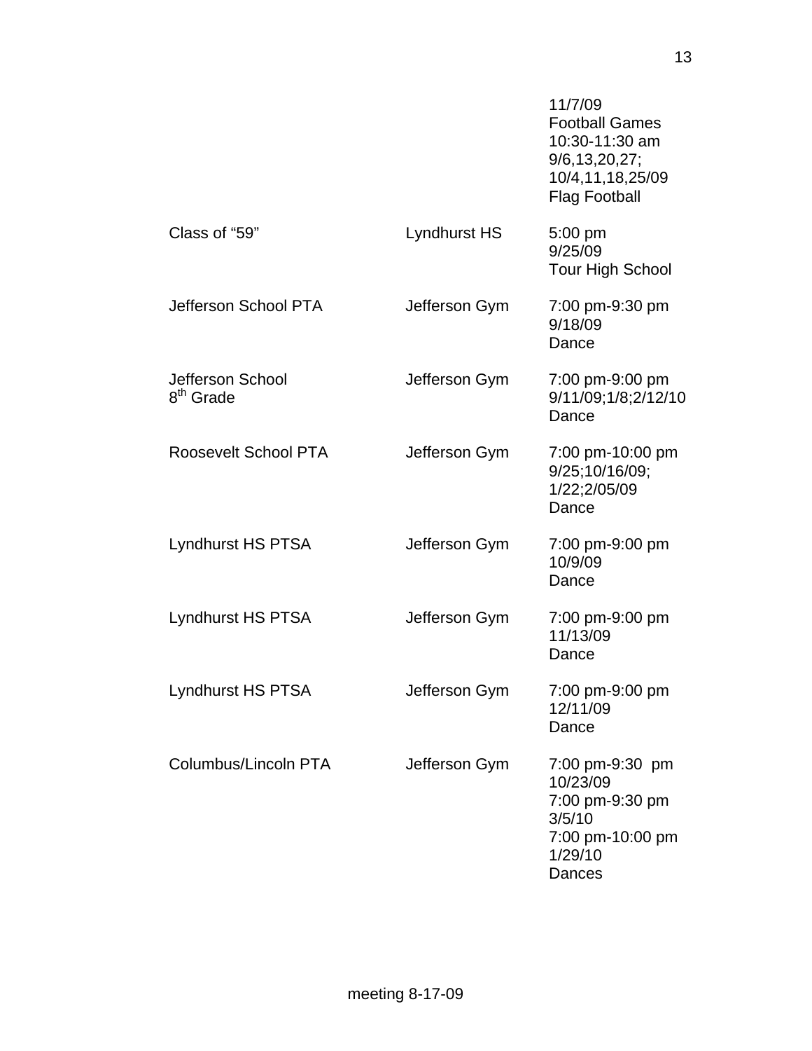| | | |
|---|---|---|
| | | 11/7/09<br>Football Games<br>10:30-11:30 am<br>9/6,13,20,27;<br>10/4,11,18,25/09<br>Flag Football |
| Class of "59" | Lyndhurst HS | 5:00 pm<br>9/25/09<br>Tour High School |
| Jefferson School PTA | Jefferson Gym | 7:00 pm-9:30 pm<br>9/18/09<br>Dance |
| Jefferson School 8th Grade | Jefferson Gym | 7:00 pm-9:00 pm<br>9/11/09;1/8;2/12/10<br>Dance |
| Roosevelt School PTA | Jefferson Gym | 7:00 pm-10:00 pm<br>9/25;10/16/09;<br>1/22;2/05/09<br>Dance |
| Lyndhurst HS PTSA | Jefferson Gym | 7:00 pm-9:00 pm<br>10/9/09<br>Dance |
| Lyndhurst HS PTSA | Jefferson Gym | 7:00 pm-9:00 pm<br>11/13/09<br>Dance |
| Lyndhurst HS PTSA | Jefferson Gym | 7:00 pm-9:00 pm<br>12/11/09<br>Dance |
| Columbus/Lincoln PTA | Jefferson Gym | 7:00 pm-9:30 pm<br>10/23/09<br>7:00 pm-9:30 pm<br>3/5/10<br>7:00 pm-10:00 pm<br>1/29/10<br>Dances |

meeting 8-17-09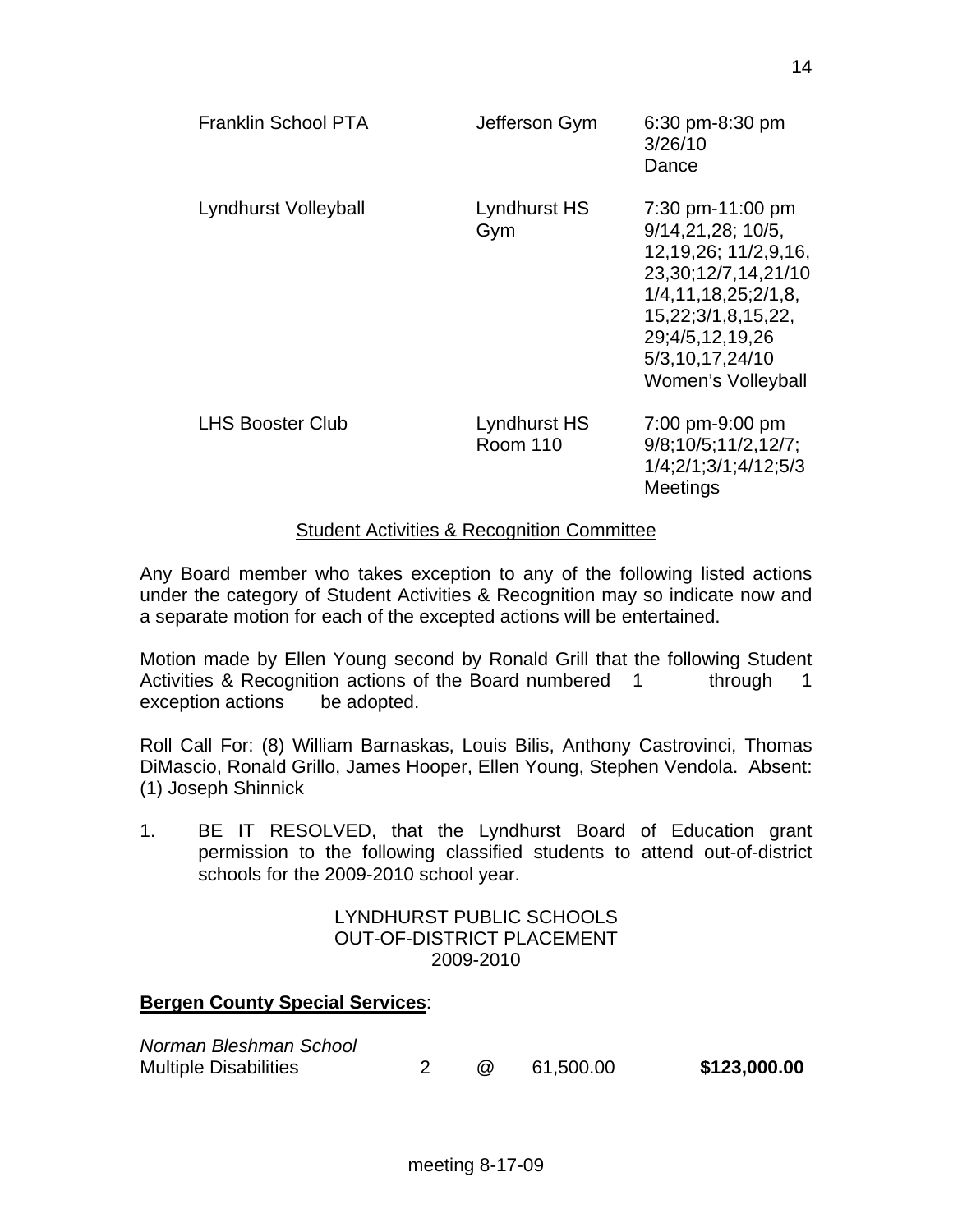| | | |
|---|---|---|
| Franklin School PTA | Jefferson Gym | 6:30 pm-8:30 pm 3/26/10 Dance |
| Lyndhurst Volleyball | Lyndhurst HS Gym | 7:30 pm-11:00 pm 9/14,21,28; 10/5, 12,19,26; 11/2,9,16, 23,30;12/7,14,21/10 1/4,11,18,25;2/1,8, 15,22;3/1,8,15,22, 29;4/5,12,19,26 5/3,10,17,24/10 Women's Volleyball |
| LHS Booster Club | Lyndhurst HS Room 110 | 7:00 pm-9:00 pm 9/8;10/5;11/2,12/7; 1/4;2/1;3/1;4/12;5/3 Meetings |

## Student Activities & Recognition Committee

Any Board member who takes exception to any of the following listed actions under the category of Student Activities & Recognition may so indicate now and a separate motion for each of the excepted actions will be entertained.

Motion made by Ellen Young second by Ronald Grill that the following Student Activities & Recognition actions of the Board numbered 1 through 1 exception actions be adopted.

Roll Call For: (8) William Barnaskas, Louis Bilis, Anthony Castrovinci, Thomas DiMascio, Ronald Grillo, James Hooper, Ellen Young, Stephen Vendola. Absent: (1) Joseph Shinnick

1. BE IT RESOLVED, that the Lyndhurst Board of Education grant permission to the following classified students to attend out-of-district schools for the 2009-2010 school year.

LYNDHURST PUBLIC SCHOOLS
OUT-OF-DISTRICT PLACEMENT
2009-2010

**Bergen County Special Services**:

*Norman Bleshman School*

| | | | | |
|---|---|---|---|---|
| Multiple Disabilities | 2 | @ | 61,500.00 | **$123,000.00** |

meeting 8-17-09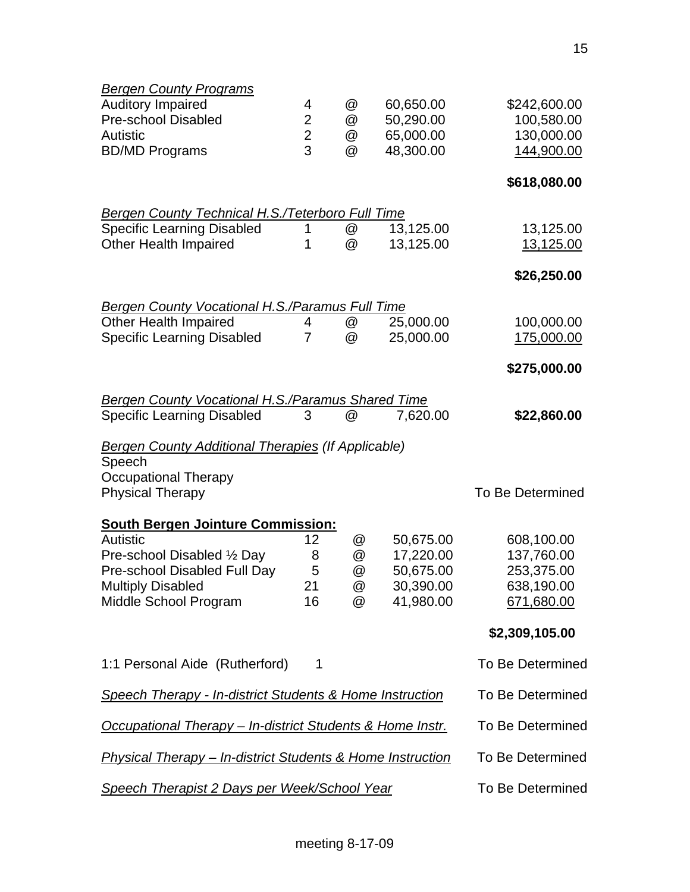*Bergen County Programs*

| | | | | |
|---|---|---|---|---|
| Auditory Impaired | 4 | @ | 60,650.00 | $242,600.00 |
| Pre-school Disabled | 2 | @ | 50,290.00 | 100,580.00 |
| Autistic | 2 | @ | 65,000.00 | 130,000.00 |
| BD/MD Programs | 3 | @ | 48,300.00 | 144,900.00 |
| | | | | **$618,080.00** |

*Bergen County Technical H.S./Teterboro Full Time*

| | | | | |
|---|---|---|---|---|
| Specific Learning Disabled | 1 | @ | 13,125.00 | 13,125.00 |
| Other Health Impaired | 1 | @ | 13,125.00 | 13,125.00 |
| | | | | **$26,250.00** |

*Bergen County Vocational H.S./Paramus Full Time*

| | | | | |
|---|---|---|---|---|
| Other Health Impaired | 4 | @ | 25,000.00 | 100,000.00 |
| Specific Learning Disabled | 7 | @ | 25,000.00 | 175,000.00 |
| | | | | **$275,000.00** |

*Bergen County Vocational H.S./Paramus Shared Time*

| | | | | |
|---|---|---|---|---|
| Specific Learning Disabled | 3 | @ | 7,620.00 | **$22,860.00** |

*Bergen County Additional Therapies (If Applicable)*

Speech
Occupational Therapy
Physical Therapy — To Be Determined

**South Bergen Jointure Commission:**

| | | | | |
|---|---|---|---|---|
| Autistic | 12 | @ | 50,675.00 | 608,100.00 |
| Pre-school Disabled ½ Day | 8 | @ | 17,220.00 | 137,760.00 |
| Pre-school Disabled Full Day | 5 | @ | 50,675.00 | 253,375.00 |
| Multiply Disabled | 21 | @ | 30,390.00 | 638,190.00 |
| Middle School Program | 16 | @ | 41,980.00 | 671,680.00 |
| | | | | **$2,309,105.00** |

1:1 Personal Aide (Rutherford) 1 — To Be Determined

*Speech Therapy - In-district Students & Home Instruction* — To Be Determined

*Occupational Therapy – In-district Students & Home Instr.* — To Be Determined

*Physical Therapy – In-district Students & Home Instruction* — To Be Determined

*Speech Therapist 2 Days per Week/School Year* — To Be Determined

meeting 8-17-09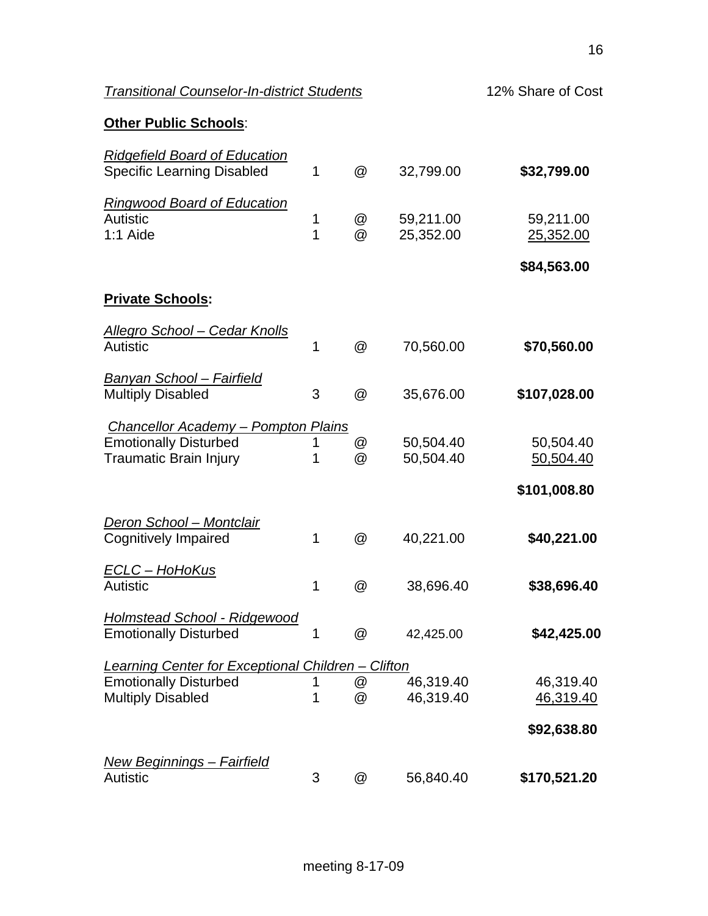*Transitional Counselor-In-district Students* 12% Share of Cost

**Other Public Schools**:

| | | | | |
|---|---|---|---|---|
| *Ridgefield Board of Education* | | | | |
| Specific Learning Disabled | 1 | @ | 32,799.00 | **$32,799.00** |
| *Ringwood Board of Education* | | | | |
| Autistic | 1 | @ | 59,211.00 | 59,211.00 |
| 1:1 Aide | 1 | @ | 25,352.00 | 25,352.00 |
| | | | | **$84,563.00** |

**Private Schools:**

| | | | | |
|---|---|---|---|---|
| *Allegro School – Cedar Knolls* | | | | |
| Autistic | 1 | @ | 70,560.00 | **$70,560.00** |
| *Banyan School – Fairfield* | | | | |
| Multiply Disabled | 3 | @ | 35,676.00 | **$107,028.00** |
| *Chancellor Academy – Pompton Plains* | | | | |
| Emotionally Disturbed | 1 | @ | 50,504.40 | 50,504.40 |
| Traumatic Brain Injury | 1 | @ | 50,504.40 | 50,504.40 |
| | | | | **$101,008.80** |
| *Deron School – Montclair* | | | | |
| Cognitively Impaired | 1 | @ | 40,221.00 | **$40,221.00** |
| *ECLC – HoHoKus* | | | | |
| Autistic | 1 | @ | 38,696.40 | **$38,696.40** |
| *Holmstead School - Ridgewood* | | | | |
| Emotionally Disturbed | 1 | @ | 42,425.00 | **$42,425.00** |
| *Learning Center for Exceptional Children – Clifton* | | | | |
| Emotionally Disturbed | 1 | @ | 46,319.40 | 46,319.40 |
| Multiply Disabled | 1 | @ | 46,319.40 | 46,319.40 |
| | | | | **$92,638.80** |
| *New Beginnings – Fairfield* | | | | |
| Autistic | 3 | @ | 56,840.40 | **$170,521.20** |

meeting 8-17-09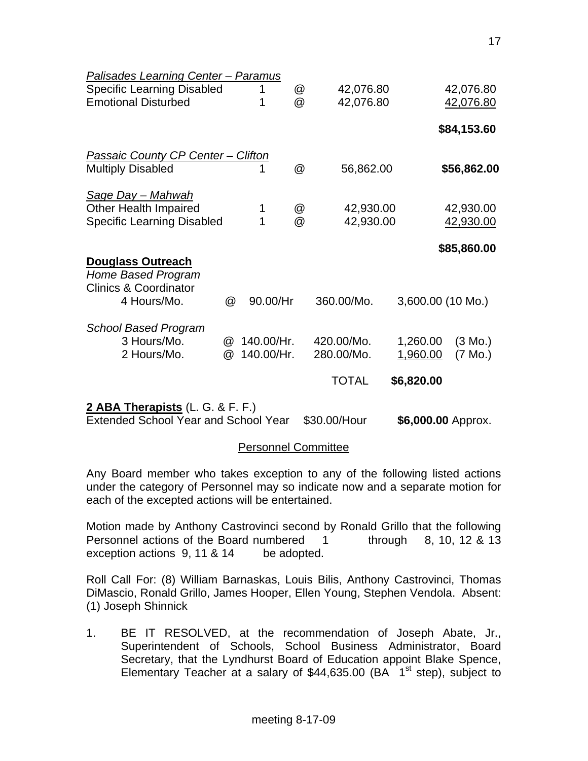*Palisades Learning Center – Paramus*

| | | | | |
|---|---|---|---|---|
| Specific Learning Disabled | 1 | @ | 42,076.80 | 42,076.80 |
| Emotional Disturbed | 1 | @ | 42,076.80 | 42,076.80 |
| | | | | **$84,153.60** |

*Passaic County CP Center – Clifton*

| | | | | |
|---|---|---|---|---|
| Multiply Disabled | 1 | @ | 56,862.00 | **$56,862.00** |

*Sage Day – Mahwah*

| | | | | |
|---|---|---|---|---|
| Other Health Impaired | 1 | @ | 42,930.00 | 42,930.00 |
| Specific Learning Disabled | 1 | @ | 42,930.00 | 42,930.00 |
| | | | | **$85,860.00** |

**Douglass Outreach**

*Home Based Program*

Clinics & Coordinator

| | | | | |
|---|---|---|---|---|
| 4 Hours/Mo. | @ 90.00/Hr | 360.00/Mo. | 3,600.00 | (10 Mo.) |

*School Based Program*

| | | | | |
|---|---|---|---|---|
| 3 Hours/Mo. | @ 140.00/Hr. | 420.00/Mo. | 1,260.00 | (3 Mo.) |
| 2 Hours/Mo. | @ 140.00/Hr. | 280.00/Mo. | 1,960.00 | (7 Mo.) |
| | | TOTAL | **$6,820.00** | |

**2 ABA Therapists** (L. G. & F. F.)

Extended School Year and School Year $30.00/Hour **$6,000.00** Approx.

## Personnel Committee

Any Board member who takes exception to any of the following listed actions under the category of Personnel may so indicate now and a separate motion for each of the excepted actions will be entertained.

Motion made by Anthony Castrovinci second by Ronald Grillo that the following Personnel actions of the Board numbered 1 through 8, 10, 12 & 13 exception actions 9, 11 & 14 be adopted.

Roll Call For: (8) William Barnaskas, Louis Bilis, Anthony Castrovinci, Thomas DiMascio, Ronald Grillo, James Hooper, Ellen Young, Stephen Vendola. Absent: (1) Joseph Shinnick

1. BE IT RESOLVED, at the recommendation of Joseph Abate, Jr., Superintendent of Schools, School Business Administrator, Board Secretary, that the Lyndhurst Board of Education appoint Blake Spence, Elementary Teacher at a salary of $44,635.00 (BA 1st step), subject to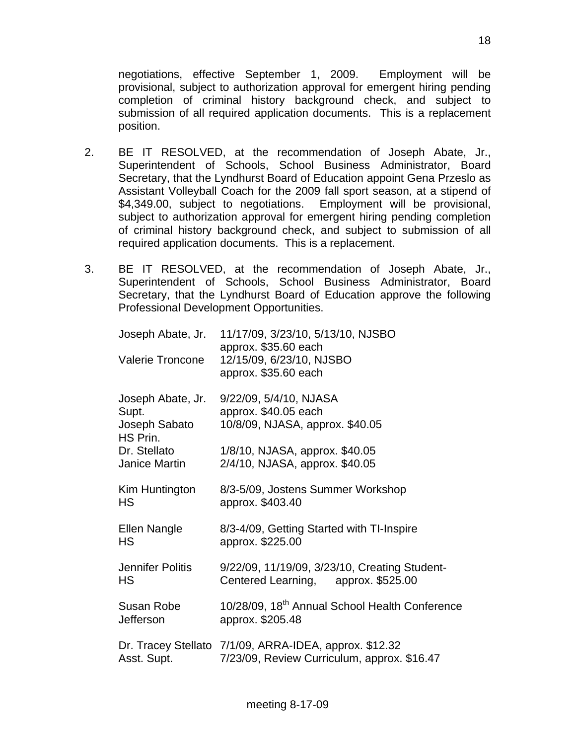negotiations, effective September 1, 2009. Employment will be provisional, subject to authorization approval for emergent hiring pending completion of criminal history background check, and subject to submission of all required application documents. This is a replacement position.

2. BE IT RESOLVED, at the recommendation of Joseph Abate, Jr., Superintendent of Schools, School Business Administrator, Board Secretary, that the Lyndhurst Board of Education appoint Gena Przeslo as Assistant Volleyball Coach for the 2009 fall sport season, at a stipend of $4,349.00, subject to negotiations. Employment will be provisional, subject to authorization approval for emergent hiring pending completion of criminal history background check, and subject to submission of all required application documents. This is a replacement.

3. BE IT RESOLVED, at the recommendation of Joseph Abate, Jr., Superintendent of Schools, School Business Administrator, Board Secretary, that the Lyndhurst Board of Education approve the following Professional Development Opportunities.

| | |
|---|---|
| Joseph Abate, Jr. | 11/17/09, 3/23/10, 5/13/10, NJSBO approx. $35.60 each |
| Valerie Troncone | 12/15/09, 6/23/10, NJSBO approx. $35.60 each |
| Joseph Abate, Jr. Supt. | 9/22/09, 5/4/10, NJASA approx. $40.05 each |
| Joseph Sabato HS Prin. | 10/8/09, NJASA, approx. $40.05 |
| Dr. Stellato | 1/8/10, NJASA, approx. $40.05 |
| Janice Martin | 2/4/10, NJASA, approx. $40.05 |
| Kim Huntington HS | 8/3-5/09, Jostens Summer Workshop approx. $403.40 |
| Ellen Nangle HS | 8/3-4/09, Getting Started with TI-Inspire approx. $225.00 |
| Jennifer Politis HS | 9/22/09, 11/19/09, 3/23/10, Creating Student-Centered Learning, approx. $525.00 |
| Susan Robe Jefferson | 10/28/09, 18th Annual School Health Conference approx. $205.48 |
| Dr. Tracey Stellato Asst. Supt. | 7/1/09, ARRA-IDEA, approx. $12.32<br>7/23/09, Review Curriculum, approx. $16.47 |

meeting 8-17-09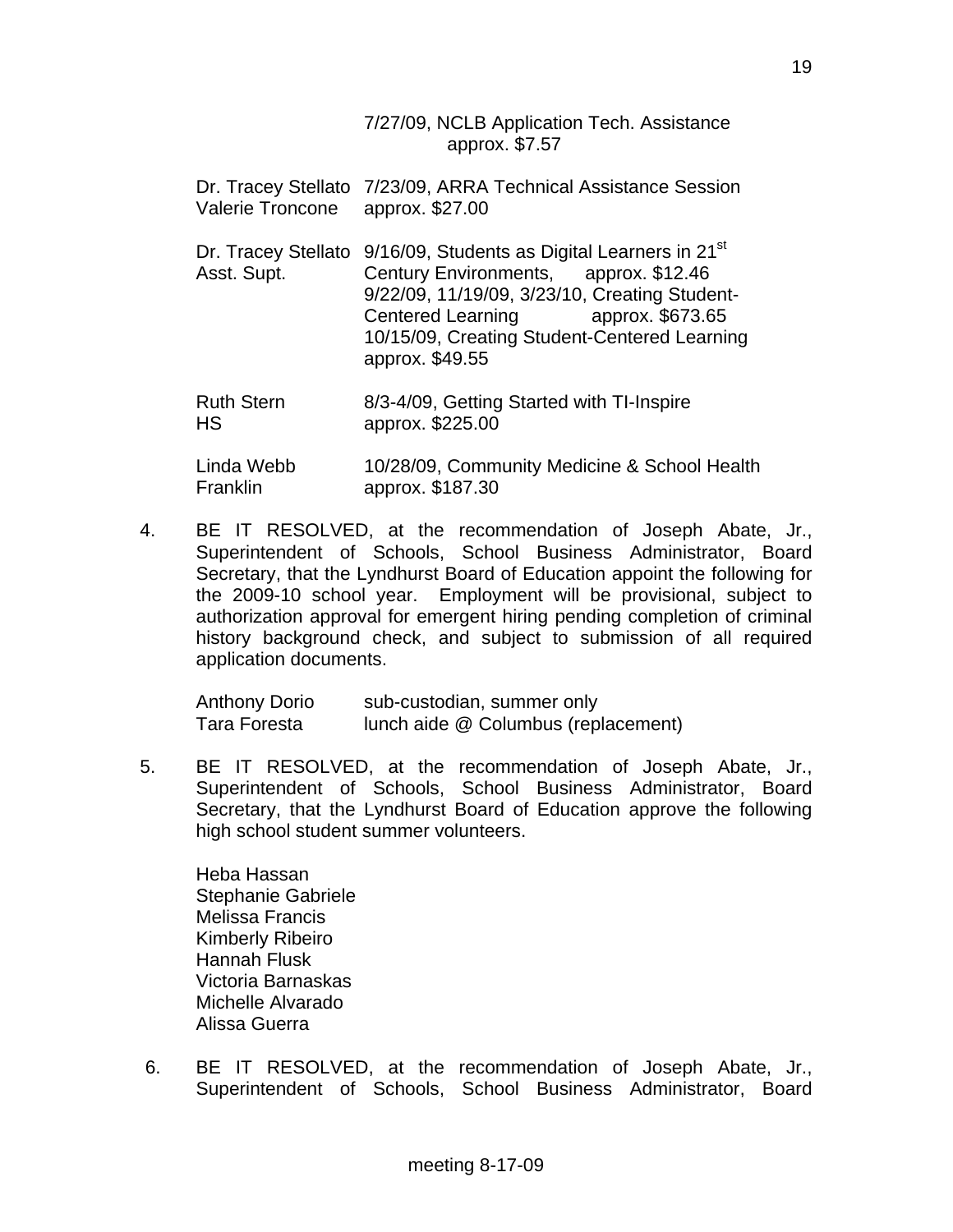7/27/09, NCLB Application Tech. Assistance
approx. $7.57

| | |
|---|---|
| Dr. Tracey Stellato<br>Valerie Troncone | 7/23/09, ARRA Technical Assistance Session<br>approx. $27.00 |
| Dr. Tracey Stellato<br>Asst. Supt. | 9/16/09, Students as Digital Learners in 21st Century Environments, approx. $12.46<br>9/22/09, 11/19/09, 3/23/10, Creating Student-Centered Learning approx. $673.65<br>10/15/09, Creating Student-Centered Learning approx. $49.55 |
| Ruth Stern<br>HS | 8/3-4/09, Getting Started with TI-Inspire<br>approx. $225.00 |
| Linda Webb<br>Franklin | 10/28/09, Community Medicine & School Health<br>approx. $187.30 |

4. BE IT RESOLVED, at the recommendation of Joseph Abate, Jr., Superintendent of Schools, School Business Administrator, Board Secretary, that the Lyndhurst Board of Education appoint the following for the 2009-10 school year. Employment will be provisional, subject to authorization approval for emergent hiring pending completion of criminal history background check, and subject to submission of all required application documents.

| | |
|---|---|
| Anthony Dorio | sub-custodian, summer only |
| Tara Foresta | lunch aide @ Columbus (replacement) |

5. BE IT RESOLVED, at the recommendation of Joseph Abate, Jr., Superintendent of Schools, School Business Administrator, Board Secretary, that the Lyndhurst Board of Education approve the following high school student summer volunteers.

   Heba Hassan
   Stephanie Gabriele
   Melissa Francis
   Kimberly Ribeiro
   Hannah Flusk
   Victoria Barnaskas
   Michelle Alvarado
   Alissa Guerra

6. BE IT RESOLVED, at the recommendation of Joseph Abate, Jr., Superintendent of Schools, School Business Administrator, Board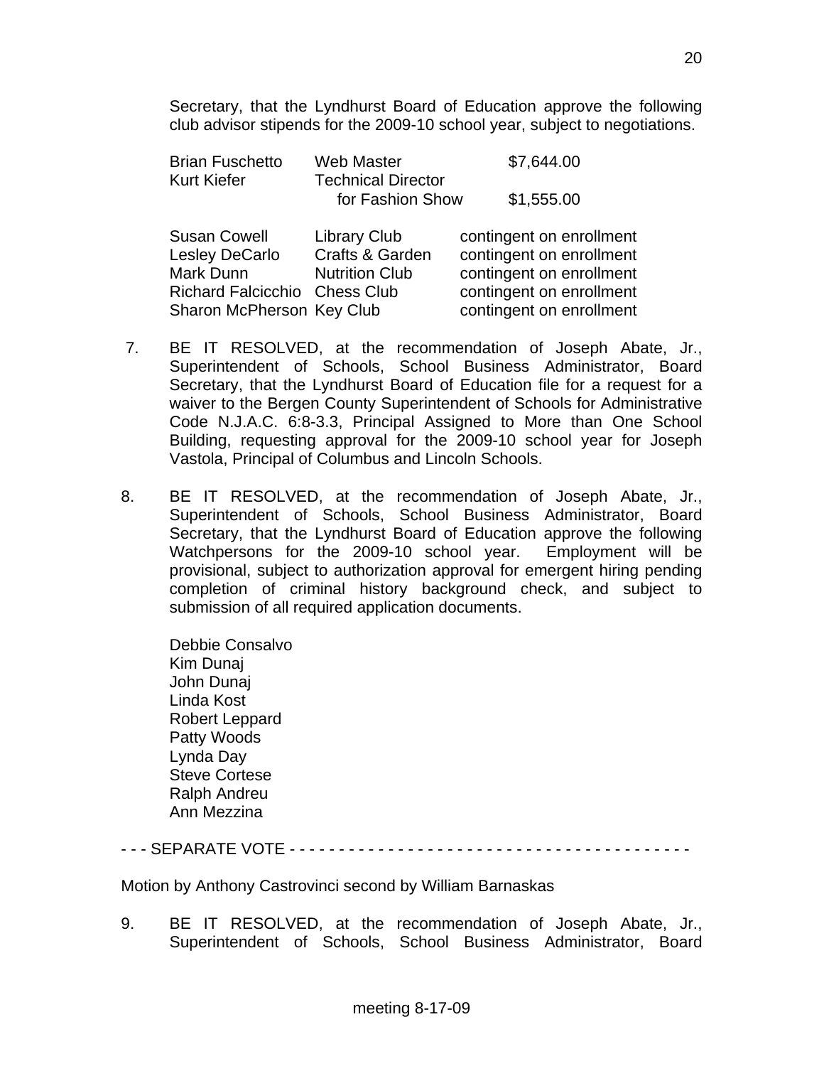Secretary, that the Lyndhurst Board of Education approve the following club advisor stipends for the 2009-10 school year, subject to negotiations.

| | | |
|---|---|---|
| Brian Fuschetto | Web Master | $7,644.00 |
| Kurt Kiefer | Technical Director for Fashion Show | $1,555.00 |
| Susan Cowell | Library Club | contingent on enrollment |
| Lesley DeCarlo | Crafts & Garden | contingent on enrollment |
| Mark Dunn | Nutrition Club | contingent on enrollment |
| Richard Falcicchio | Chess Club | contingent on enrollment |
| Sharon McPherson | Key Club | contingent on enrollment |

7. BE IT RESOLVED, at the recommendation of Joseph Abate, Jr., Superintendent of Schools, School Business Administrator, Board Secretary, that the Lyndhurst Board of Education file for a request for a waiver to the Bergen County Superintendent of Schools for Administrative Code N.J.A.C. 6:8-3.3, Principal Assigned to More than One School Building, requesting approval for the 2009-10 school year for Joseph Vastola, Principal of Columbus and Lincoln Schools.

8. BE IT RESOLVED, at the recommendation of Joseph Abate, Jr., Superintendent of Schools, School Business Administrator, Board Secretary, that the Lyndhurst Board of Education approve the following Watchpersons for the 2009-10 school year. Employment will be provisional, subject to authorization approval for emergent hiring pending completion of criminal history background check, and subject to submission of all required application documents.

   Debbie Consalvo
   Kim Dunaj
   John Dunaj
   Linda Kost
   Robert Leppard
   Patty Woods
   Lynda Day
   Steve Cortese
   Ralph Andreu
   Ann Mezzina

- - - SEPARATE VOTE - - - - - - - - - - - - - - - - - - - - - - - - - - - - - - - - - - - - - - - - -

Motion by Anthony Castrovinci second by William Barnaskas

9. BE IT RESOLVED, at the recommendation of Joseph Abate, Jr., Superintendent of Schools, School Business Administrator, Board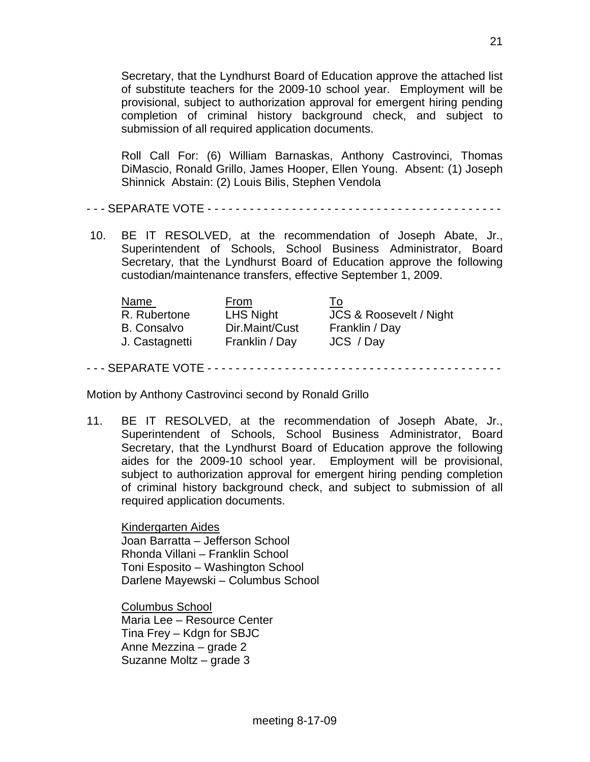Secretary, that the Lyndhurst Board of Education approve the attached list of substitute teachers for the 2009-10 school year. Employment will be provisional, subject to authorization approval for emergent hiring pending completion of criminal history background check, and subject to submission of all required application documents.

Roll Call For: (6) William Barnaskas, Anthony Castrovinci, Thomas DiMascio, Ronald Grillo, James Hooper, Ellen Young. Absent: (1) Joseph Shinnick Abstain: (2) Louis Bilis, Stephen Vendola

- - - SEPARATE VOTE - - - - - - - - - - - - - - - - - - - - - - - - - - - - - - - - - - - - - - - - - -

10. BE IT RESOLVED, at the recommendation of Joseph Abate, Jr., Superintendent of Schools, School Business Administrator, Board Secretary, that the Lyndhurst Board of Education approve the following custodian/maintenance transfers, effective September 1, 2009.

| Name | From | To |
|---|---|---|
| R. Rubertone | LHS Night | JCS & Roosevelt / Night |
| B. Consalvo | Dir.Maint/Cust | Franklin / Day |
| J. Castagnetti | Franklin / Day | JCS / Day |

- - - SEPARATE VOTE - - - - - - - - - - - - - - - - - - - - - - - - - - - - - - - - - - - - - - - - - -

Motion by Anthony Castrovinci second by Ronald Grillo

11. BE IT RESOLVED, at the recommendation of Joseph Abate, Jr., Superintendent of Schools, School Business Administrator, Board Secretary, that the Lyndhurst Board of Education approve the following aides for the 2009-10 school year. Employment will be provisional, subject to authorization approval for emergent hiring pending completion of criminal history background check, and subject to submission of all required application documents.

    Kindergarten Aides
    Joan Barratta – Jefferson School
    Rhonda Villani – Franklin School
    Toni Esposito – Washington School
    Darlene Mayewski – Columbus School

    Columbus School
    Maria Lee – Resource Center
    Tina Frey – Kdgn for SBJC
    Anne Mezzina – grade 2
    Suzanne Moltz – grade 3

meeting 8-17-09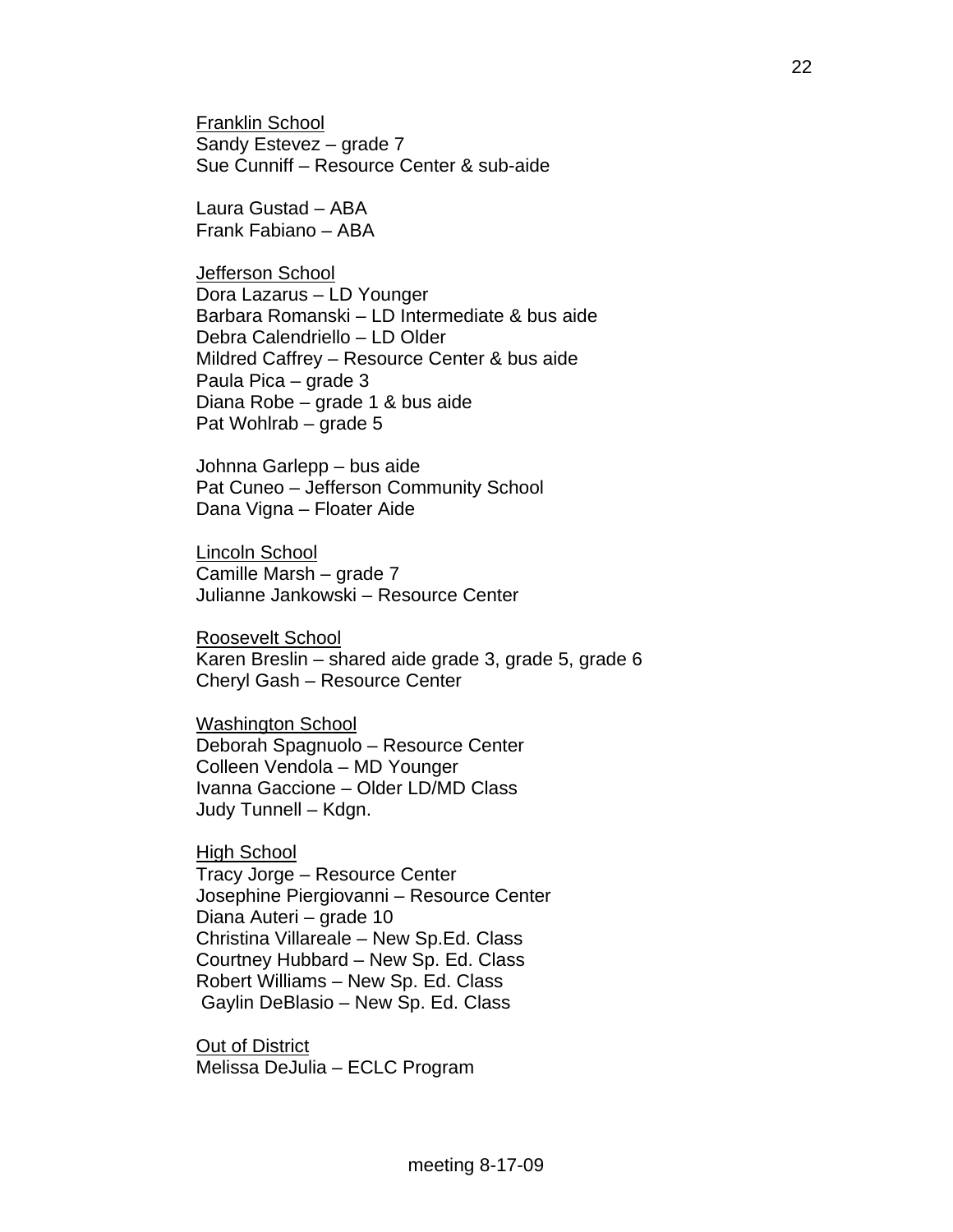<u>Franklin School</u>
Sandy Estevez – grade 7
Sue Cunniff – Resource Center & sub-aide

Laura Gustad – ABA
Frank Fabiano – ABA

<u>Jefferson School</u>
Dora Lazarus – LD Younger
Barbara Romanski – LD Intermediate & bus aide
Debra Calendriello – LD Older
Mildred Caffrey – Resource Center & bus aide
Paula Pica – grade 3
Diana Robe – grade 1 & bus aide
Pat Wohlrab – grade 5

Johnna Garlepp – bus aide
Pat Cuneo – Jefferson Community School
Dana Vigna – Floater Aide

<u>Lincoln School</u>
Camille Marsh – grade 7
Julianne Jankowski – Resource Center

<u>Roosevelt School</u>
Karen Breslin – shared aide grade 3, grade 5, grade 6
Cheryl Gash – Resource Center

<u>Washington School</u>
Deborah Spagnuolo – Resource Center
Colleen Vendola – MD Younger
Ivanna Gaccione – Older LD/MD Class
Judy Tunnell – Kdgn.

<u>High School</u>
Tracy Jorge – Resource Center
Josephine Piergiovanni – Resource Center
Diana Auteri – grade 10
Christina Villareale – New Sp.Ed. Class
Courtney Hubbard – New Sp. Ed. Class
Robert Williams – New Sp. Ed. Class
Gaylin DeBlasio – New Sp. Ed. Class

<u>Out of District</u>
Melissa DeJulia – ECLC Program

meeting 8-17-09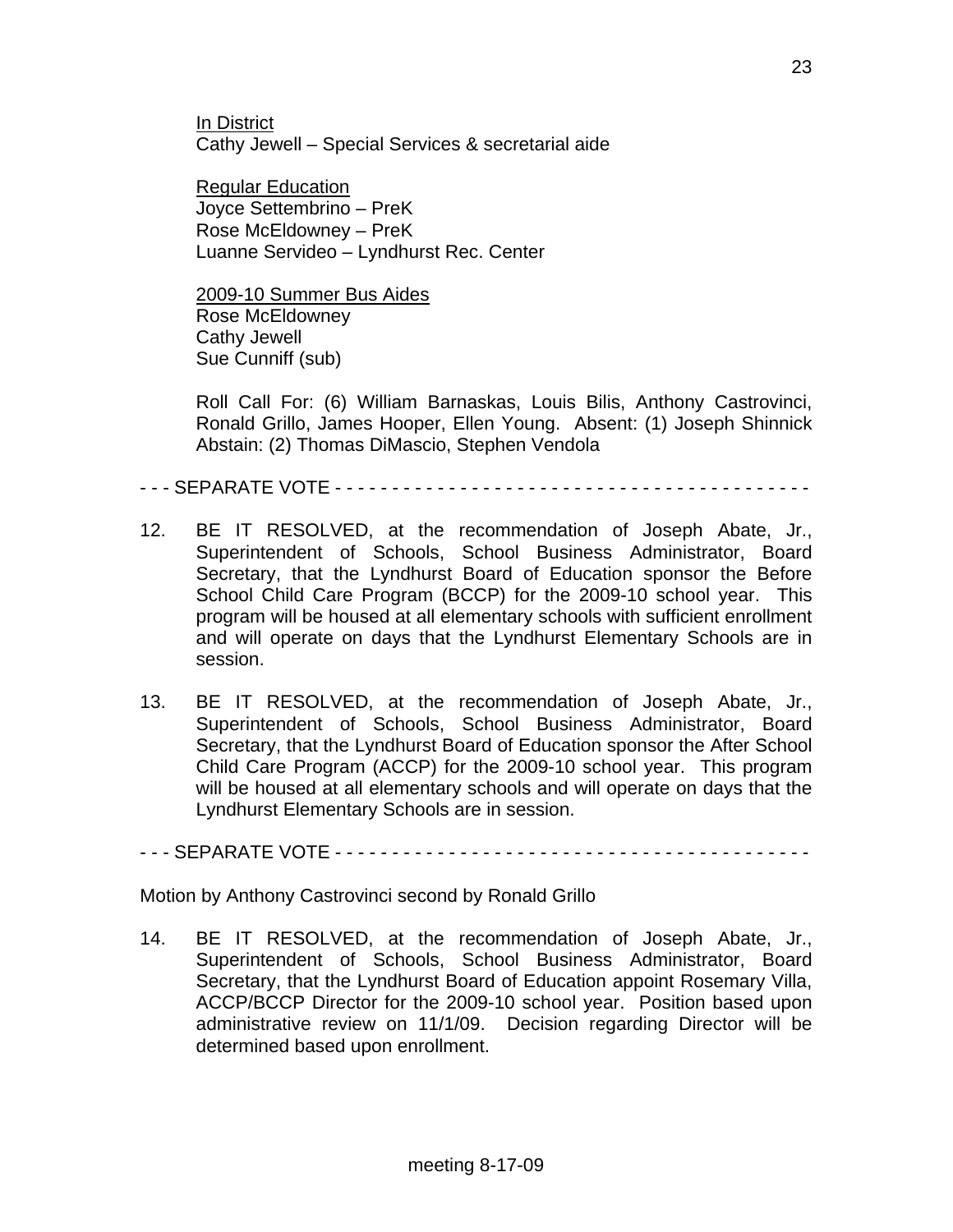In District
Cathy Jewell – Special Services & secretarial aide

Regular Education
Joyce Settembrino – PreK
Rose McEldowney – PreK
Luanne Servideo – Lyndhurst Rec. Center

2009-10 Summer Bus Aides
Rose McEldowney
Cathy Jewell
Sue Cunniff (sub)

Roll Call For: (6) William Barnaskas, Louis Bilis, Anthony Castrovinci, Ronald Grillo, James Hooper, Ellen Young. Absent: (1) Joseph Shinnick Abstain: (2) Thomas DiMascio, Stephen Vendola

- - - SEPARATE VOTE - - - - - - - - - - - - - - - - - - - - - - - - - - - - - - - - - - - - - - - - - -

12. BE IT RESOLVED, at the recommendation of Joseph Abate, Jr., Superintendent of Schools, School Business Administrator, Board Secretary, that the Lyndhurst Board of Education sponsor the Before School Child Care Program (BCCP) for the 2009-10 school year. This program will be housed at all elementary schools with sufficient enrollment and will operate on days that the Lyndhurst Elementary Schools are in session.

13. BE IT RESOLVED, at the recommendation of Joseph Abate, Jr., Superintendent of Schools, School Business Administrator, Board Secretary, that the Lyndhurst Board of Education sponsor the After School Child Care Program (ACCP) for the 2009-10 school year. This program will be housed at all elementary schools and will operate on days that the Lyndhurst Elementary Schools are in session.

- - - SEPARATE VOTE - - - - - - - - - - - - - - - - - - - - - - - - - - - - - - - - - - - - - - - - - -

Motion by Anthony Castrovinci second by Ronald Grillo

14. BE IT RESOLVED, at the recommendation of Joseph Abate, Jr., Superintendent of Schools, School Business Administrator, Board Secretary, that the Lyndhurst Board of Education appoint Rosemary Villa, ACCP/BCCP Director for the 2009-10 school year. Position based upon administrative review on 11/1/09. Decision regarding Director will be determined based upon enrollment.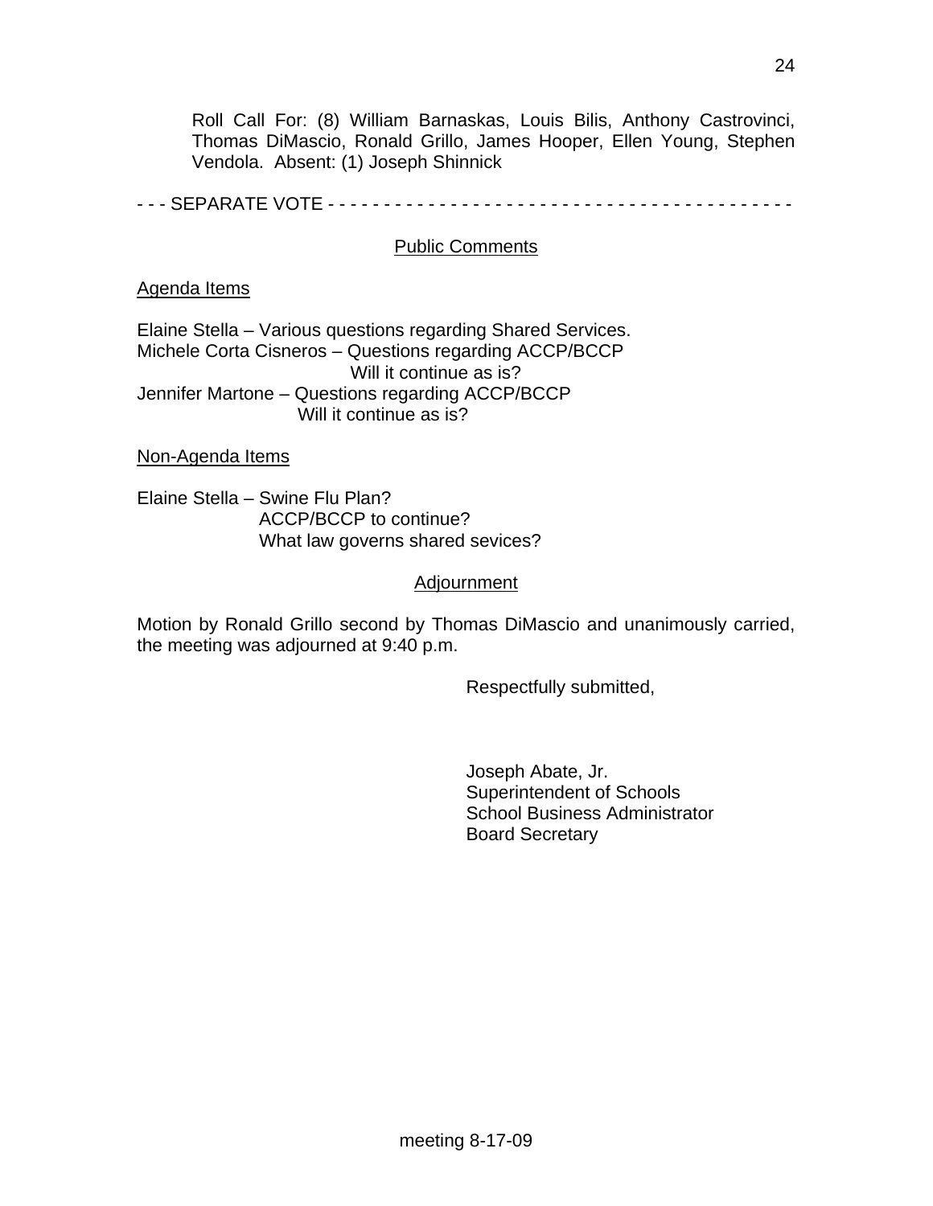Roll Call For: (8) William Barnaskas, Louis Bilis, Anthony Castrovinci, Thomas DiMascio, Ronald Grillo, James Hooper, Ellen Young, Stephen Vendola. Absent: (1) Joseph Shinnick

- - - SEPARATE VOTE - - - - - - - - - - - - - - - - - - - - - - - - - - - - - - - - - - - - - - - - - - -

## Public Comments

Agenda Items

Elaine Stella – Various questions regarding Shared Services.
Michele Corta Cisneros – Questions regarding ACCP/BCCP
Will it continue as is?
Jennifer Martone – Questions regarding ACCP/BCCP
Will it continue as is?

Non-Agenda Items

Elaine Stella – Swine Flu Plan?
ACCP/BCCP to continue?
What law governs shared sevices?

## Adjournment

Motion by Ronald Grillo second by Thomas DiMascio and unanimously carried, the meeting was adjourned at 9:40 p.m.

Respectfully submitted,

Joseph Abate, Jr.
Superintendent of Schools
School Business Administrator
Board Secretary

meeting 8-17-09